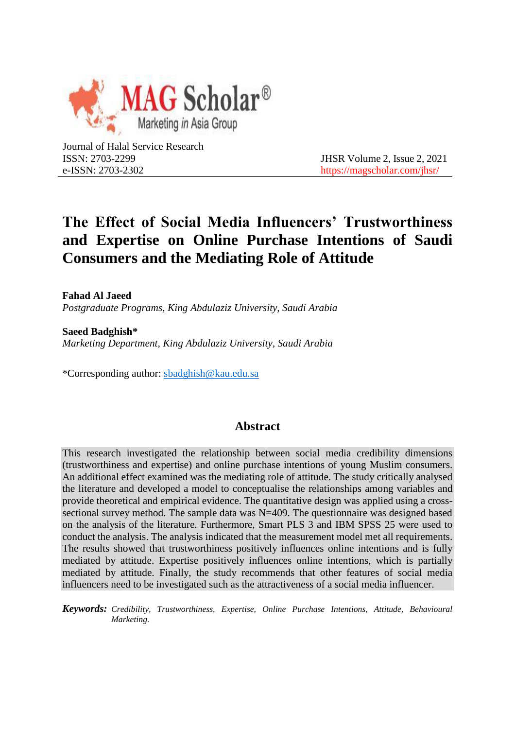Journal of Halal Service Research
ISSN: 2703-2299
e-ISSN: 2703-2302

JHSR Volume 2, Issue 2, 2021
https://magscholar.com/jhsr/

# The Effect of Social Media Influencers' Trustworthiness and Expertise on Online Purchase Intentions of Saudi Consumers and the Mediating Role of Attitude

**Fahad Al Jaeed**
*Postgraduate Programs, King Abdulaziz University, Saudi Arabia*

**Saeed Badghish***
*Marketing Department, King Abdulaziz University, Saudi Arabia*

*Corresponding author: sbadghish@kau.edu.sa

## Abstract

This research investigated the relationship between social media credibility dimensions (trustworthiness and expertise) and online purchase intentions of young Muslim consumers. An additional effect examined was the mediating role of attitude. The study critically analysed the literature and developed a model to conceptualise the relationships among variables and provide theoretical and empirical evidence. The quantitative design was applied using a cross-sectional survey method. The sample data was N=409. The questionnaire was designed based on the analysis of the literature. Furthermore, Smart PLS 3 and IBM SPSS 25 were used to conduct the analysis. The analysis indicated that the measurement model met all requirements. The results showed that trustworthiness positively influences online intentions and is fully mediated by attitude. Expertise positively influences online intentions, which is partially mediated by attitude. Finally, the study recommends that other features of social media influencers need to be investigated such as the attractiveness of a social media influencer.

***Keywords:*** *Credibility, Trustworthiness, Expertise, Online Purchase Intentions, Attitude, Behavioural Marketing.*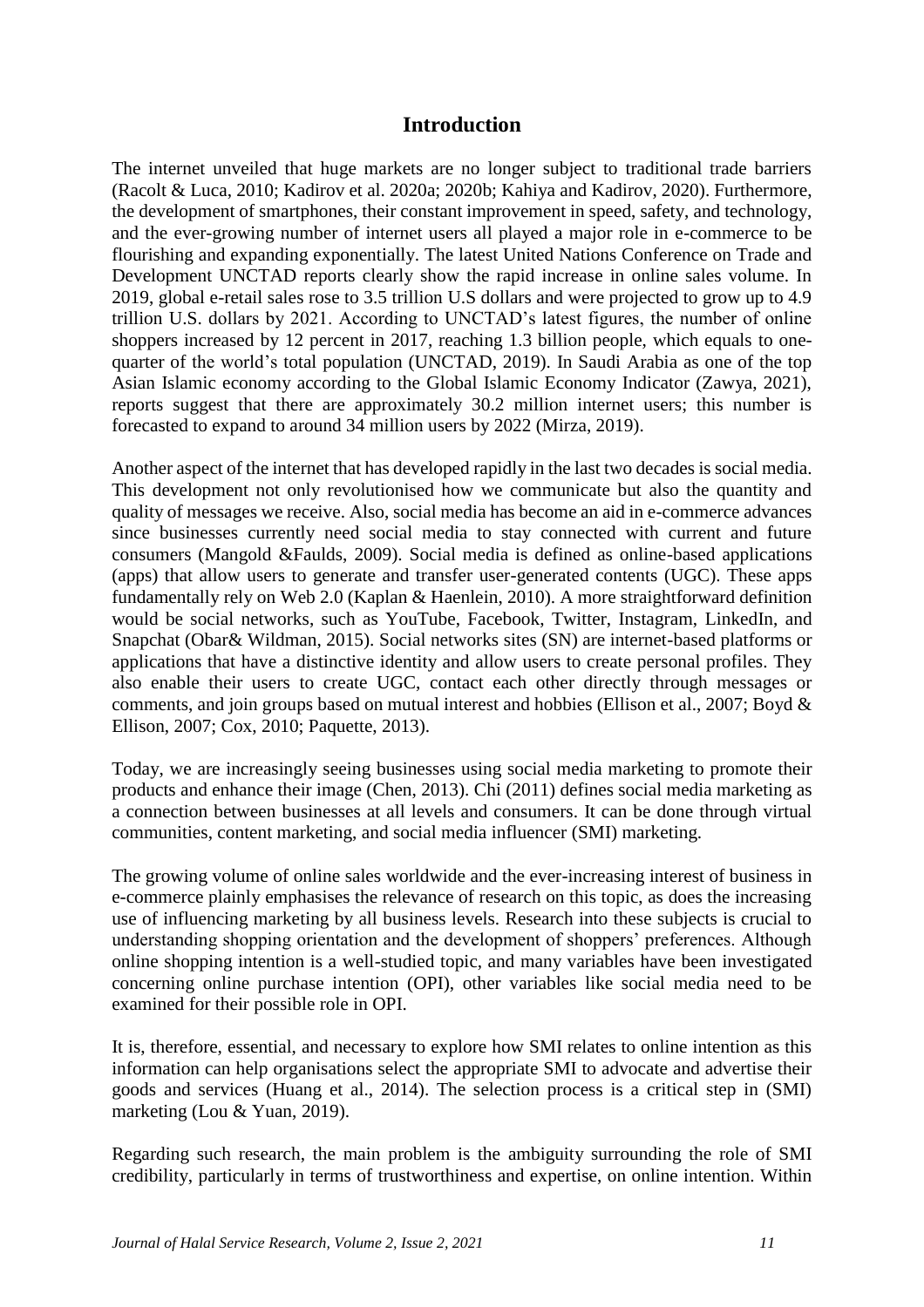## Introduction

The internet unveiled that huge markets are no longer subject to traditional trade barriers (Racolt & Luca, 2010; Kadirov et al. 2020a; 2020b; Kahiya and Kadirov, 2020). Furthermore, the development of smartphones, their constant improvement in speed, safety, and technology, and the ever-growing number of internet users all played a major role in e-commerce to be flourishing and expanding exponentially. The latest United Nations Conference on Trade and Development UNCTAD reports clearly show the rapid increase in online sales volume. In 2019, global e-retail sales rose to 3.5 trillion U.S dollars and were projected to grow up to 4.9 trillion U.S. dollars by 2021. According to UNCTAD's latest figures, the number of online shoppers increased by 12 percent in 2017, reaching 1.3 billion people, which equals to one-quarter of the world's total population (UNCTAD, 2019). In Saudi Arabia as one of the top Asian Islamic economy according to the Global Islamic Economy Indicator (Zawya, 2021), reports suggest that there are approximately 30.2 million internet users; this number is forecasted to expand to around 34 million users by 2022 (Mirza, 2019).

Another aspect of the internet that has developed rapidly in the last two decades is social media. This development not only revolutionised how we communicate but also the quantity and quality of messages we receive. Also, social media has become an aid in e-commerce advances since businesses currently need social media to stay connected with current and future consumers (Mangold &Faulds, 2009). Social media is defined as online-based applications (apps) that allow users to generate and transfer user-generated contents (UGC). These apps fundamentally rely on Web 2.0 (Kaplan & Haenlein, 2010). A more straightforward definition would be social networks, such as YouTube, Facebook, Twitter, Instagram, LinkedIn, and Snapchat (Obar& Wildman, 2015). Social networks sites (SN) are internet-based platforms or applications that have a distinctive identity and allow users to create personal profiles. They also enable their users to create UGC, contact each other directly through messages or comments, and join groups based on mutual interest and hobbies (Ellison et al., 2007; Boyd & Ellison, 2007; Cox, 2010; Paquette, 2013).

Today, we are increasingly seeing businesses using social media marketing to promote their products and enhance their image (Chen, 2013). Chi (2011) defines social media marketing as a connection between businesses at all levels and consumers. It can be done through virtual communities, content marketing, and social media influencer (SMI) marketing.

The growing volume of online sales worldwide and the ever-increasing interest of business in e-commerce plainly emphasises the relevance of research on this topic, as does the increasing use of influencing marketing by all business levels. Research into these subjects is crucial to understanding shopping orientation and the development of shoppers' preferences. Although online shopping intention is a well-studied topic, and many variables have been investigated concerning online purchase intention (OPI), other variables like social media need to be examined for their possible role in OPI.

It is, therefore, essential, and necessary to explore how SMI relates to online intention as this information can help organisations select the appropriate SMI to advocate and advertise their goods and services (Huang et al., 2014). The selection process is a critical step in (SMI) marketing (Lou & Yuan, 2019).

Regarding such research, the main problem is the ambiguity surrounding the role of SMI credibility, particularly in terms of trustworthiness and expertise, on online intention. Within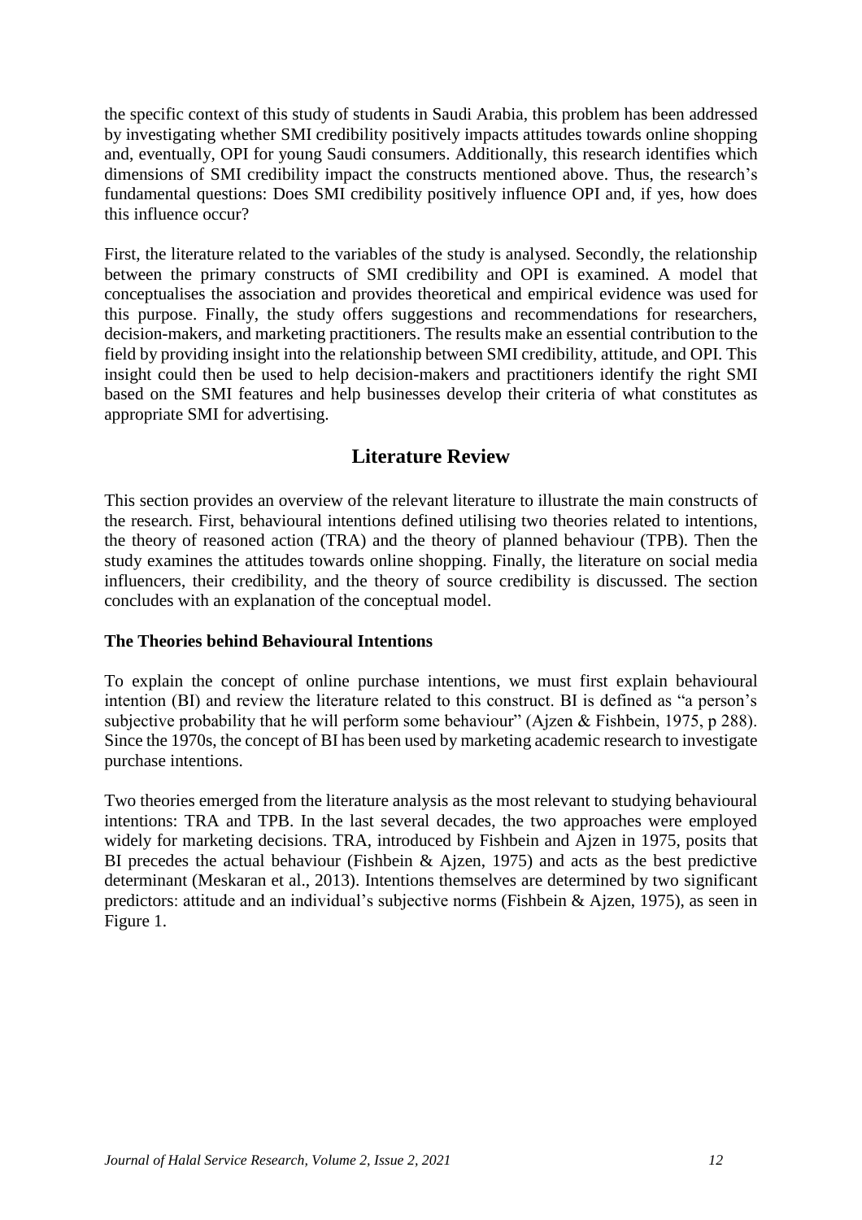the specific context of this study of students in Saudi Arabia, this problem has been addressed by investigating whether SMI credibility positively impacts attitudes towards online shopping and, eventually, OPI for young Saudi consumers. Additionally, this research identifies which dimensions of SMI credibility impact the constructs mentioned above. Thus, the research's fundamental questions: Does SMI credibility positively influence OPI and, if yes, how does this influence occur?

First, the literature related to the variables of the study is analysed. Secondly, the relationship between the primary constructs of SMI credibility and OPI is examined. A model that conceptualises the association and provides theoretical and empirical evidence was used for this purpose. Finally, the study offers suggestions and recommendations for researchers, decision-makers, and marketing practitioners. The results make an essential contribution to the field by providing insight into the relationship between SMI credibility, attitude, and OPI. This insight could then be used to help decision-makers and practitioners identify the right SMI based on the SMI features and help businesses develop their criteria of what constitutes as appropriate SMI for advertising.

## Literature Review

This section provides an overview of the relevant literature to illustrate the main constructs of the research. First, behavioural intentions defined utilising two theories related to intentions, the theory of reasoned action (TRA) and the theory of planned behaviour (TPB). Then the study examines the attitudes towards online shopping. Finally, the literature on social media influencers, their credibility, and the theory of source credibility is discussed. The section concludes with an explanation of the conceptual model.

### The Theories behind Behavioural Intentions

To explain the concept of online purchase intentions, we must first explain behavioural intention (BI) and review the literature related to this construct. BI is defined as "a person's subjective probability that he will perform some behaviour" (Ajzen & Fishbein, 1975, p 288). Since the 1970s, the concept of BI has been used by marketing academic research to investigate purchase intentions.

Two theories emerged from the literature analysis as the most relevant to studying behavioural intentions: TRA and TPB. In the last several decades, the two approaches were employed widely for marketing decisions. TRA, introduced by Fishbein and Ajzen in 1975, posits that BI precedes the actual behaviour (Fishbein & Ajzen, 1975) and acts as the best predictive determinant (Meskaran et al., 2013). Intentions themselves are determined by two significant predictors: attitude and an individual's subjective norms (Fishbein & Ajzen, 1975), as seen in Figure 1.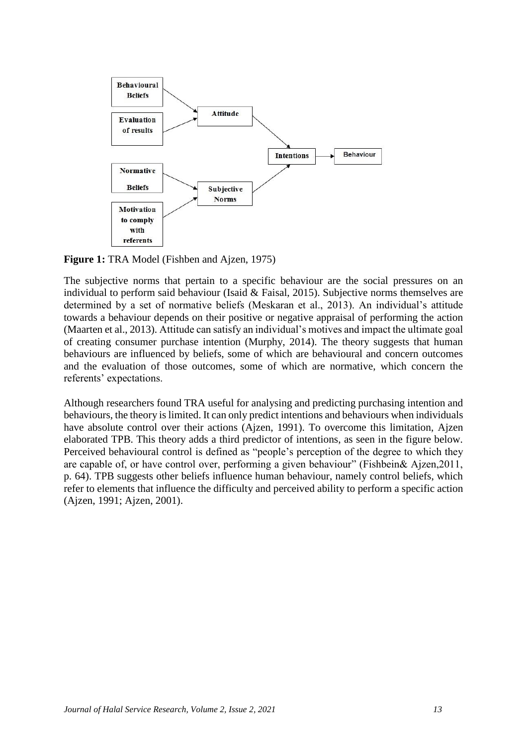**Figure 1:** TRA Model (Fishben and Ajzen, 1975)

The subjective norms that pertain to a specific behaviour are the social pressures on an individual to perform said behaviour (Isaid & Faisal, 2015). Subjective norms themselves are determined by a set of normative beliefs (Meskaran et al., 2013). An individual's attitude towards a behaviour depends on their positive or negative appraisal of performing the action (Maarten et al., 2013). Attitude can satisfy an individual's motives and impact the ultimate goal of creating consumer purchase intention (Murphy, 2014). The theory suggests that human behaviours are influenced by beliefs, some of which are behavioural and concern outcomes and the evaluation of those outcomes, some of which are normative, which concern the referents' expectations.

Although researchers found TRA useful for analysing and predicting purchasing intention and behaviours, the theory is limited. It can only predict intentions and behaviours when individuals have absolute control over their actions (Ajzen, 1991). To overcome this limitation, Ajzen elaborated TPB. This theory adds a third predictor of intentions, as seen in the figure below. Perceived behavioural control is defined as "people's perception of the degree to which they are capable of, or have control over, performing a given behaviour" (Fishbein& Ajzen,2011, p. 64). TPB suggests other beliefs influence human behaviour, namely control beliefs, which refer to elements that influence the difficulty and perceived ability to perform a specific action (Ajzen, 1991; Ajzen, 2001).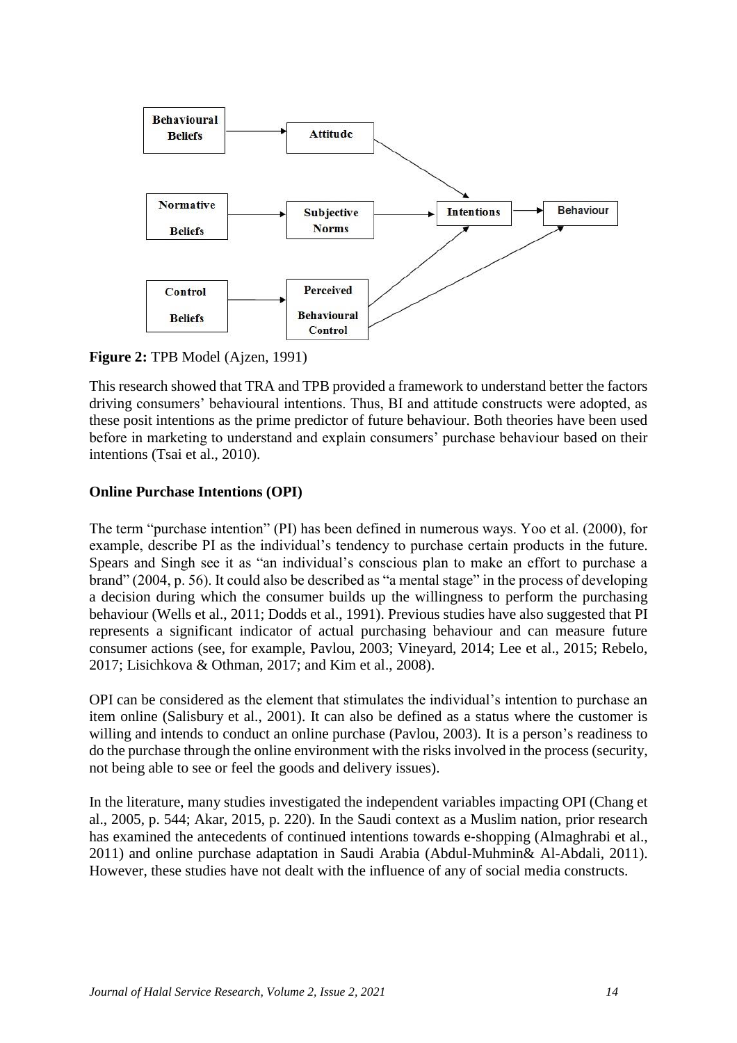**Figure 2:** TPB Model (Ajzen, 1991)

This research showed that TRA and TPB provided a framework to understand better the factors driving consumers' behavioural intentions. Thus, BI and attitude constructs were adopted, as these posit intentions as the prime predictor of future behaviour. Both theories have been used before in marketing to understand and explain consumers' purchase behaviour based on their intentions (Tsai et al., 2010).

### Online Purchase Intentions (OPI)

The term "purchase intention" (PI) has been defined in numerous ways. Yoo et al. (2000), for example, describe PI as the individual's tendency to purchase certain products in the future. Spears and Singh see it as "an individual's conscious plan to make an effort to purchase a brand" (2004, p. 56). It could also be described as "a mental stage" in the process of developing a decision during which the consumer builds up the willingness to perform the purchasing behaviour (Wells et al., 2011; Dodds et al., 1991). Previous studies have also suggested that PI represents a significant indicator of actual purchasing behaviour and can measure future consumer actions (see, for example, Pavlou, 2003; Vineyard, 2014; Lee et al., 2015; Rebelo, 2017; Lisichkova & Othman, 2017; and Kim et al., 2008).

OPI can be considered as the element that stimulates the individual's intention to purchase an item online (Salisbury et al., 2001). It can also be defined as a status where the customer is willing and intends to conduct an online purchase (Pavlou, 2003). It is a person's readiness to do the purchase through the online environment with the risks involved in the process (security, not being able to see or feel the goods and delivery issues).

In the literature, many studies investigated the independent variables impacting OPI (Chang et al., 2005, p. 544; Akar, 2015, p. 220). In the Saudi context as a Muslim nation, prior research has examined the antecedents of continued intentions towards e-shopping (Almaghrabi et al., 2011) and online purchase adaptation in Saudi Arabia (Abdul-Muhmin& Al-Abdali, 2011). However, these studies have not dealt with the influence of any of social media constructs.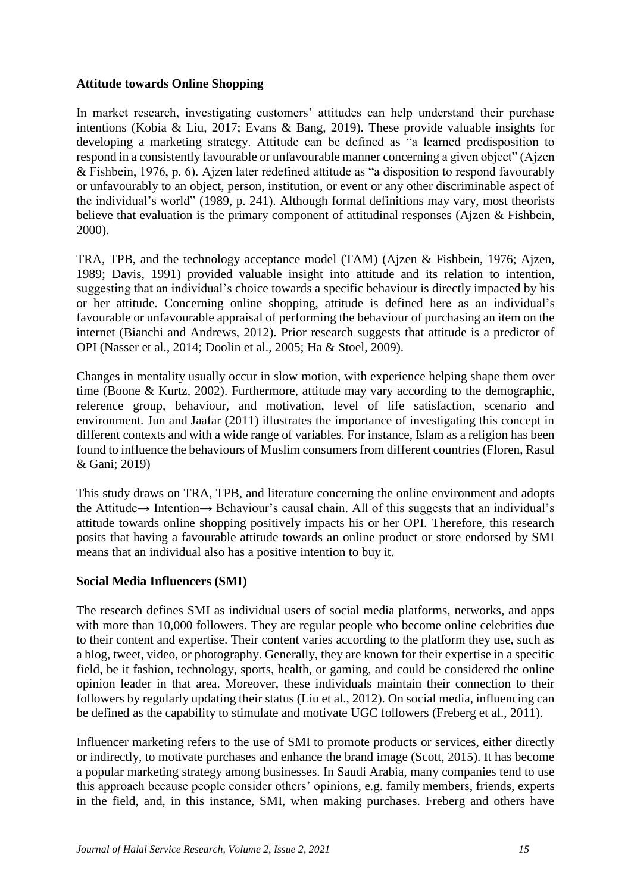**Attitude towards Online Shopping**

In market research, investigating customers' attitudes can help understand their purchase intentions (Kobia & Liu, 2017; Evans & Bang, 2019). These provide valuable insights for developing a marketing strategy. Attitude can be defined as "a learned predisposition to respond in a consistently favourable or unfavourable manner concerning a given object" (Ajzen & Fishbein, 1976, p. 6). Ajzen later redefined attitude as "a disposition to respond favourably or unfavourably to an object, person, institution, or event or any other discriminable aspect of the individual's world" (1989, p. 241). Although formal definitions may vary, most theorists believe that evaluation is the primary component of attitudinal responses (Ajzen & Fishbein, 2000).

TRA, TPB, and the technology acceptance model (TAM) (Ajzen & Fishbein, 1976; Ajzen, 1989; Davis, 1991) provided valuable insight into attitude and its relation to intention, suggesting that an individual's choice towards a specific behaviour is directly impacted by his or her attitude. Concerning online shopping, attitude is defined here as an individual's favourable or unfavourable appraisal of performing the behaviour of purchasing an item on the internet (Bianchi and Andrews, 2012). Prior research suggests that attitude is a predictor of OPI (Nasser et al., 2014; Doolin et al., 2005; Ha & Stoel, 2009).

Changes in mentality usually occur in slow motion, with experience helping shape them over time (Boone & Kurtz, 2002). Furthermore, attitude may vary according to the demographic, reference group, behaviour, and motivation, level of life satisfaction, scenario and environment. Jun and Jaafar (2011) illustrates the importance of investigating this concept in different contexts and with a wide range of variables. For instance, Islam as a religion has been found to influence the behaviours of Muslim consumers from different countries (Floren, Rasul & Gani; 2019)

This study draws on TRA, TPB, and literature concerning the online environment and adopts the Attitude→ Intention→ Behaviour's causal chain. All of this suggests that an individual's attitude towards online shopping positively impacts his or her OPI. Therefore, this research posits that having a favourable attitude towards an online product or store endorsed by SMI means that an individual also has a positive intention to buy it.

**Social Media Influencers (SMI)**

The research defines SMI as individual users of social media platforms, networks, and apps with more than 10,000 followers. They are regular people who become online celebrities due to their content and expertise. Their content varies according to the platform they use, such as a blog, tweet, video, or photography. Generally, they are known for their expertise in a specific field, be it fashion, technology, sports, health, or gaming, and could be considered the online opinion leader in that area. Moreover, these individuals maintain their connection to their followers by regularly updating their status (Liu et al., 2012). On social media, influencing can be defined as the capability to stimulate and motivate UGC followers (Freberg et al., 2011).

Influencer marketing refers to the use of SMI to promote products or services, either directly or indirectly, to motivate purchases and enhance the brand image (Scott, 2015). It has become a popular marketing strategy among businesses. In Saudi Arabia, many companies tend to use this approach because people consider others' opinions, e.g. family members, friends, experts in the field, and, in this instance, SMI, when making purchases. Freberg and others have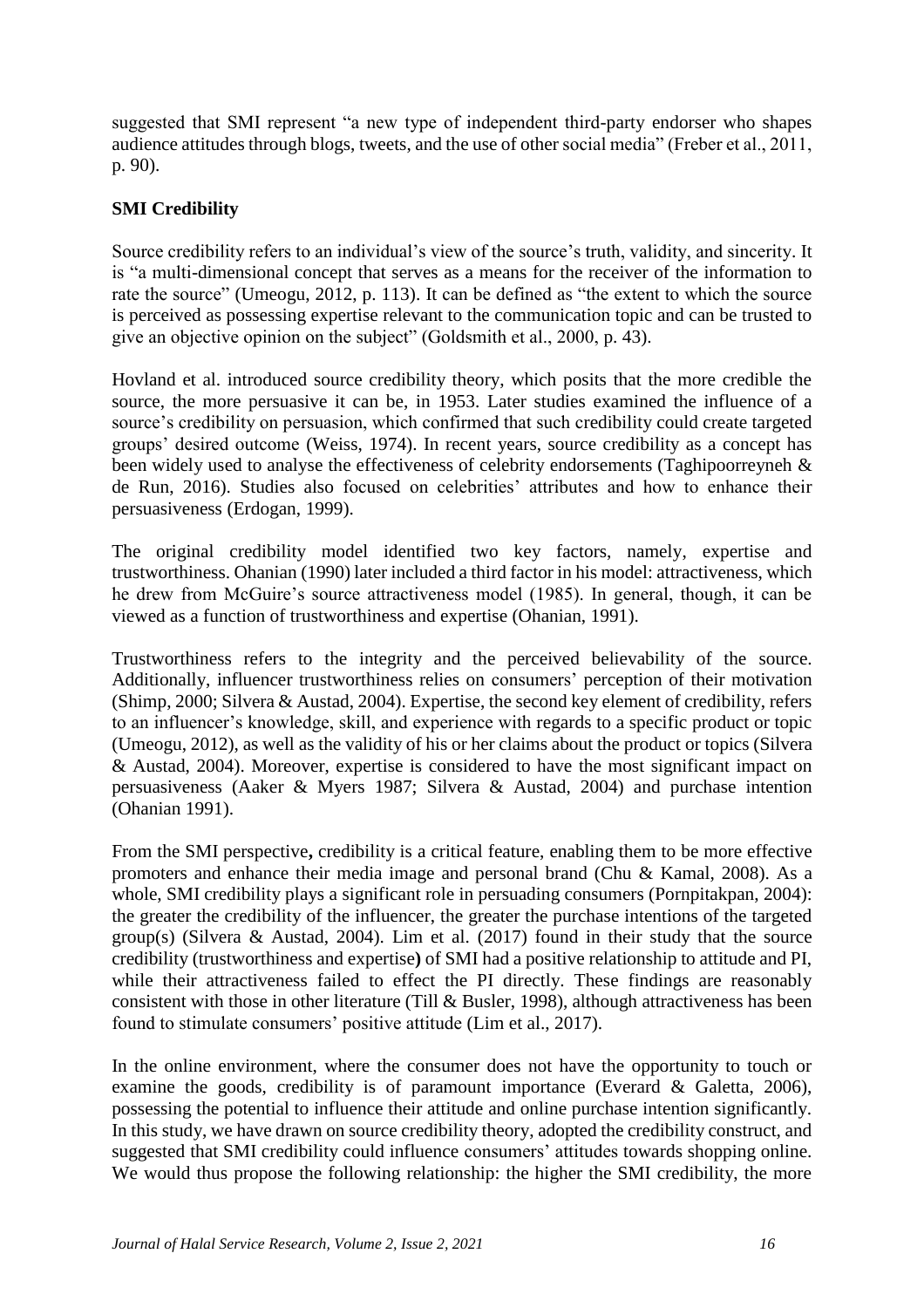suggested that SMI represent "a new type of independent third-party endorser who shapes audience attitudes through blogs, tweets, and the use of other social media" (Freber et al., 2011, p. 90).

**SMI Credibility**

Source credibility refers to an individual's view of the source's truth, validity, and sincerity. It is "a multi-dimensional concept that serves as a means for the receiver of the information to rate the source" (Umeogu, 2012, p. 113). It can be defined as "the extent to which the source is perceived as possessing expertise relevant to the communication topic and can be trusted to give an objective opinion on the subject" (Goldsmith et al., 2000, p. 43).

Hovland et al. introduced source credibility theory, which posits that the more credible the source, the more persuasive it can be, in 1953. Later studies examined the influence of a source's credibility on persuasion, which confirmed that such credibility could create targeted groups' desired outcome (Weiss, 1974). In recent years, source credibility as a concept has been widely used to analyse the effectiveness of celebrity endorsements (Taghipoorreyneh & de Run, 2016). Studies also focused on celebrities' attributes and how to enhance their persuasiveness (Erdogan, 1999).

The original credibility model identified two key factors, namely, expertise and trustworthiness. Ohanian (1990) later included a third factor in his model: attractiveness, which he drew from McGuire's source attractiveness model (1985). In general, though, it can be viewed as a function of trustworthiness and expertise (Ohanian, 1991).

Trustworthiness refers to the integrity and the perceived believability of the source. Additionally, influencer trustworthiness relies on consumers' perception of their motivation (Shimp, 2000; Silvera & Austad, 2004). Expertise, the second key element of credibility, refers to an influencer's knowledge, skill, and experience with regards to a specific product or topic (Umeogu, 2012), as well as the validity of his or her claims about the product or topics (Silvera & Austad, 2004). Moreover, expertise is considered to have the most significant impact on persuasiveness (Aaker & Myers 1987; Silvera & Austad, 2004) and purchase intention (Ohanian 1991).

From the SMI perspective**,** credibility is a critical feature, enabling them to be more effective promoters and enhance their media image and personal brand (Chu & Kamal, 2008). As a whole, SMI credibility plays a significant role in persuading consumers (Pornpitakpan, 2004): the greater the credibility of the influencer, the greater the purchase intentions of the targeted group(s) (Silvera & Austad, 2004). Lim et al. (2017) found in their study that the source credibility (trustworthiness and expertise**)** of SMI had a positive relationship to attitude and PI, while their attractiveness failed to effect the PI directly. These findings are reasonably consistent with those in other literature (Till & Busler, 1998), although attractiveness has been found to stimulate consumers' positive attitude (Lim et al., 2017).

In the online environment, where the consumer does not have the opportunity to touch or examine the goods, credibility is of paramount importance (Everard & Galetta, 2006), possessing the potential to influence their attitude and online purchase intention significantly. In this study, we have drawn on source credibility theory, adopted the credibility construct, and suggested that SMI credibility could influence consumers' attitudes towards shopping online. We would thus propose the following relationship: the higher the SMI credibility, the more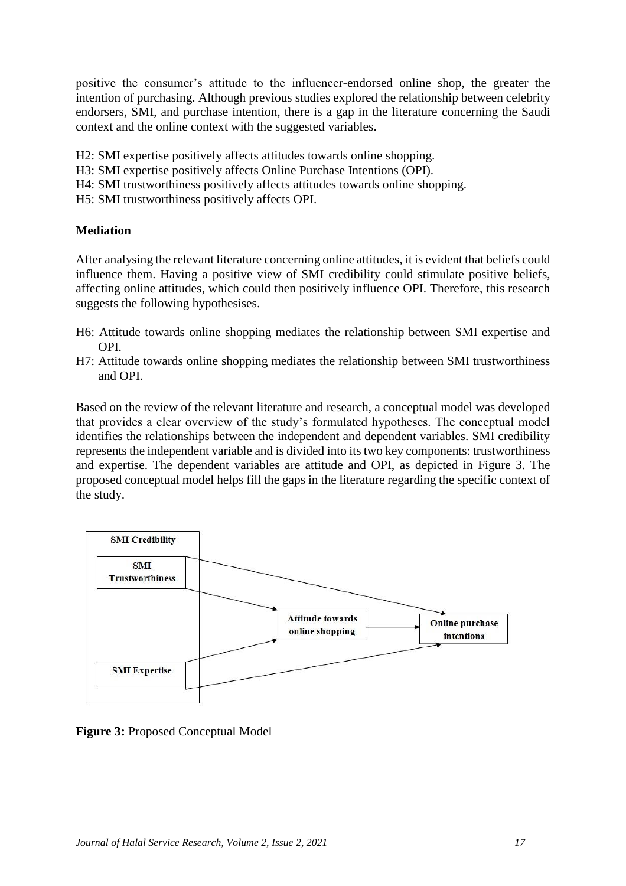positive the consumer's attitude to the influencer-endorsed online shop, the greater the intention of purchasing. Although previous studies explored the relationship between celebrity endorsers, SMI, and purchase intention, there is a gap in the literature concerning the Saudi context and the online context with the suggested variables.

H2: SMI expertise positively affects attitudes towards online shopping.
H3: SMI expertise positively affects Online Purchase Intentions (OPI).
H4: SMI trustworthiness positively affects attitudes towards online shopping.
H5: SMI trustworthiness positively affects OPI.

**Mediation**

After analysing the relevant literature concerning online attitudes, it is evident that beliefs could influence them. Having a positive view of SMI credibility could stimulate positive beliefs, affecting online attitudes, which could then positively influence OPI. Therefore, this research suggests the following hypothesises.

H6: Attitude towards online shopping mediates the relationship between SMI expertise and OPI.
H7: Attitude towards online shopping mediates the relationship between SMI trustworthiness and OPI.

Based on the review of the relevant literature and research, a conceptual model was developed that provides a clear overview of the study's formulated hypotheses. The conceptual model identifies the relationships between the independent and dependent variables. SMI credibility represents the independent variable and is divided into its two key components: trustworthiness and expertise. The dependent variables are attitude and OPI, as depicted in Figure 3. The proposed conceptual model helps fill the gaps in the literature regarding the specific context of the study.

SMI Credibility

SMI Trustworthiness

SMI Expertise

Attitude towards online shopping

Online purchase intentions

**Figure 3:** Proposed Conceptual Model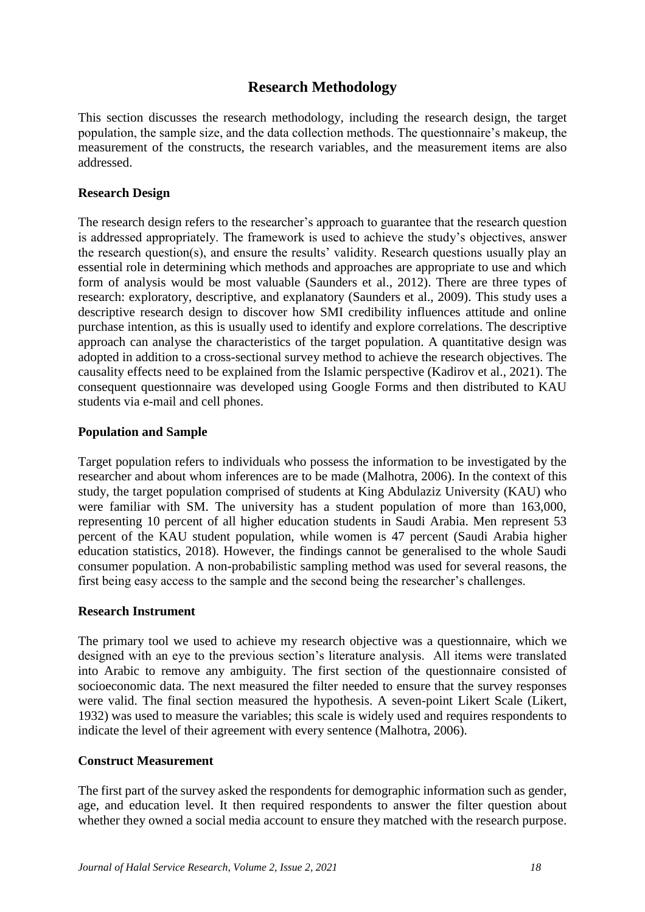## Research Methodology

This section discusses the research methodology, including the research design, the target population, the sample size, and the data collection methods. The questionnaire's makeup, the measurement of the constructs, the research variables, and the measurement items are also addressed.

### Research Design

The research design refers to the researcher's approach to guarantee that the research question is addressed appropriately. The framework is used to achieve the study's objectives, answer the research question(s), and ensure the results' validity. Research questions usually play an essential role in determining which methods and approaches are appropriate to use and which form of analysis would be most valuable (Saunders et al., 2012). There are three types of research: exploratory, descriptive, and explanatory (Saunders et al., 2009). This study uses a descriptive research design to discover how SMI credibility influences attitude and online purchase intention, as this is usually used to identify and explore correlations. The descriptive approach can analyse the characteristics of the target population. A quantitative design was adopted in addition to a cross-sectional survey method to achieve the research objectives. The causality effects need to be explained from the Islamic perspective (Kadirov et al., 2021). The consequent questionnaire was developed using Google Forms and then distributed to KAU students via e-mail and cell phones.

### Population and Sample

Target population refers to individuals who possess the information to be investigated by the researcher and about whom inferences are to be made (Malhotra, 2006). In the context of this study, the target population comprised of students at King Abdulaziz University (KAU) who were familiar with SM. The university has a student population of more than 163,000, representing 10 percent of all higher education students in Saudi Arabia. Men represent 53 percent of the KAU student population, while women is 47 percent (Saudi Arabia higher education statistics, 2018). However, the findings cannot be generalised to the whole Saudi consumer population. A non-probabilistic sampling method was used for several reasons, the first being easy access to the sample and the second being the researcher's challenges.

### Research Instrument

The primary tool we used to achieve my research objective was a questionnaire, which we designed with an eye to the previous section's literature analysis. All items were translated into Arabic to remove any ambiguity. The first section of the questionnaire consisted of socioeconomic data. The next measured the filter needed to ensure that the survey responses were valid. The final section measured the hypothesis. A seven-point Likert Scale (Likert, 1932) was used to measure the variables; this scale is widely used and requires respondents to indicate the level of their agreement with every sentence (Malhotra, 2006).

### Construct Measurement

The first part of the survey asked the respondents for demographic information such as gender, age, and education level. It then required respondents to answer the filter question about whether they owned a social media account to ensure they matched with the research purpose.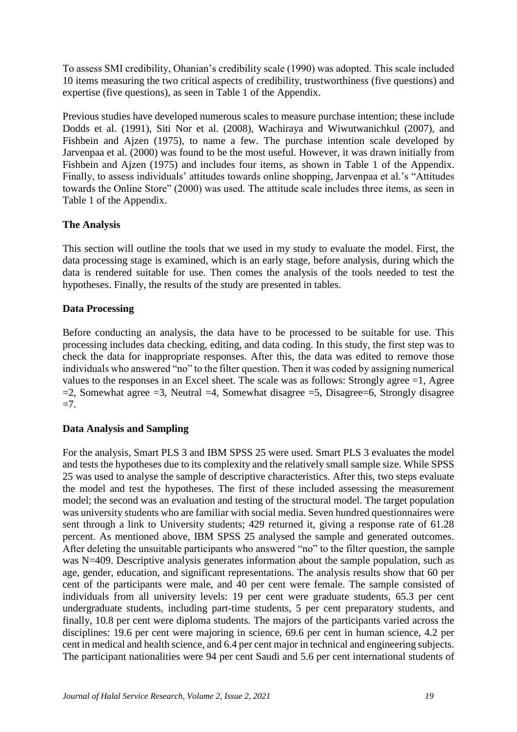To assess SMI credibility, Ohanian's credibility scale (1990) was adopted. This scale included 10 items measuring the two critical aspects of credibility, trustworthiness (five questions) and expertise (five questions), as seen in Table 1 of the Appendix.

Previous studies have developed numerous scales to measure purchase intention; these include Dodds et al. (1991), Siti Nor et al. (2008), Wachiraya and Wiwutwanichkul (2007), and Fishbein and Ajzen (1975), to name a few. The purchase intention scale developed by Jarvenpaa et al. (2000) was found to be the most useful. However, it was drawn initially from Fishbein and Ajzen (1975) and includes four items, as shown in Table 1 of the Appendix. Finally, to assess individuals' attitudes towards online shopping, Jarvenpaa et al.'s "Attitudes towards the Online Store" (2000) was used. The attitude scale includes three items, as seen in Table 1 of the Appendix.

## The Analysis

This section will outline the tools that we used in my study to evaluate the model. First, the data processing stage is examined, which is an early stage, before analysis, during which the data is rendered suitable for use. Then comes the analysis of the tools needed to test the hypotheses. Finally, the results of the study are presented in tables.

## Data Processing

Before conducting an analysis, the data have to be processed to be suitable for use. This processing includes data checking, editing, and data coding. In this study, the first step was to check the data for inappropriate responses. After this, the data was edited to remove those individuals who answered "no" to the filter question. Then it was coded by assigning numerical values to the responses in an Excel sheet. The scale was as follows: Strongly agree =1, Agree =2, Somewhat agree =3, Neutral =4, Somewhat disagree =5, Disagree=6, Strongly disagree =7.

## Data Analysis and Sampling

For the analysis, Smart PLS 3 and IBM SPSS 25 were used. Smart PLS 3 evaluates the model and tests the hypotheses due to its complexity and the relatively small sample size. While SPSS 25 was used to analyse the sample of descriptive characteristics. After this, two steps evaluate the model and test the hypotheses. The first of these included assessing the measurement model; the second was an evaluation and testing of the structural model. The target population was university students who are familiar with social media. Seven hundred questionnaires were sent through a link to University students; 429 returned it, giving a response rate of 61.28 percent. As mentioned above, IBM SPSS 25 analysed the sample and generated outcomes. After deleting the unsuitable participants who answered "no" to the filter question, the sample was N=409. Descriptive analysis generates information about the sample population, such as age, gender, education, and significant representations. The analysis results show that 60 per cent of the participants were male, and 40 per cent were female. The sample consisted of individuals from all university levels: 19 per cent were graduate students, 65.3 per cent undergraduate students, including part-time students, 5 per cent preparatory students, and finally, 10.8 per cent were diploma students. The majors of the participants varied across the disciplines: 19.6 per cent were majoring in science, 69.6 per cent in human science, 4.2 per cent in medical and health science, and 6.4 per cent major in technical and engineering subjects. The participant nationalities were 94 per cent Saudi and 5.6 per cent international students of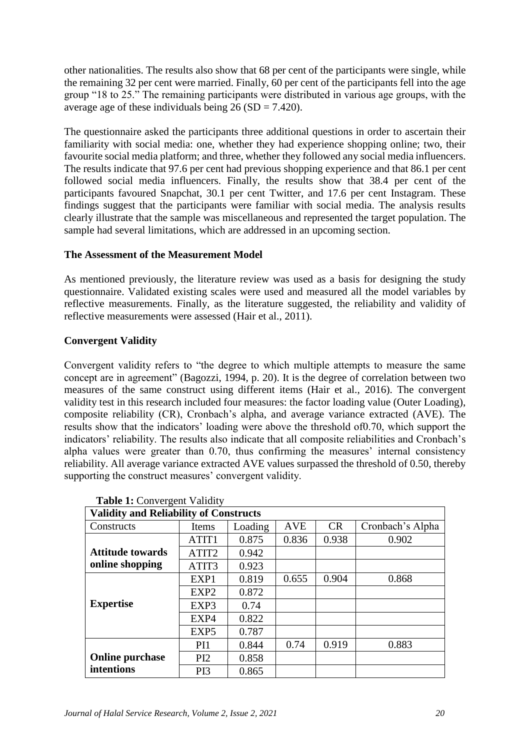other nationalities. The results also show that 68 per cent of the participants were single, while the remaining 32 per cent were married. Finally, 60 per cent of the participants fell into the age group "18 to 25." The remaining participants were distributed in various age groups, with the average age of these individuals being 26 (SD = 7.420).

The questionnaire asked the participants three additional questions in order to ascertain their familiarity with social media: one, whether they had experience shopping online; two, their favourite social media platform; and three, whether they followed any social media influencers. The results indicate that 97.6 per cent had previous shopping experience and that 86.1 per cent followed social media influencers. Finally, the results show that 38.4 per cent of the participants favoured Snapchat, 30.1 per cent Twitter, and 17.6 per cent Instagram. These findings suggest that the participants were familiar with social media. The analysis results clearly illustrate that the sample was miscellaneous and represented the target population. The sample had several limitations, which are addressed in an upcoming section.

### The Assessment of the Measurement Model

As mentioned previously, the literature review was used as a basis for designing the study questionnaire. Validated existing scales were used and measured all the model variables by reflective measurements. Finally, as the literature suggested, the reliability and validity of reflective measurements were assessed (Hair et al., 2011).

### Convergent Validity

Convergent validity refers to "the degree to which multiple attempts to measure the same concept are in agreement" (Bagozzi, 1994, p. 20). It is the degree of correlation between two measures of the same construct using different items (Hair et al., 2016). The convergent validity test in this research included four measures: the factor loading value (Outer Loading), composite reliability (CR), Cronbach's alpha, and average variance extracted (AVE). The results show that the indicators' loading were above the threshold of0.70, which support the indicators' reliability. The results also indicate that all composite reliabilities and Cronbach's alpha values were greater than 0.70, thus confirming the measures' internal consistency reliability. All average variance extracted AVE values surpassed the threshold of 0.50, thereby supporting the construct measures' convergent validity.

**Table 1:** Convergent Validity

| **Validity and Reliability of Constructs** | | | | | |
|---|---|---|---|---|---|
| Constructs | Items | Loading | AVE | CR | Cronbach's Alpha |
| **Attitude towards online shopping** | ATIT1 | 0.875 | 0.836 | 0.938 | 0.902 |
| | ATIT2 | 0.942 | | | |
| | ATIT3 | 0.923 | | | |
| **Expertise** | EXP1 | 0.819 | 0.655 | 0.904 | 0.868 |
| | EXP2 | 0.872 | | | |
| | EXP3 | 0.74 | | | |
| | EXP4 | 0.822 | | | |
| | EXP5 | 0.787 | | | |
| **Online purchase intentions** | PI1 | 0.844 | 0.74 | 0.919 | 0.883 |
| | PI2 | 0.858 | | | |
| | PI3 | 0.865 | | | |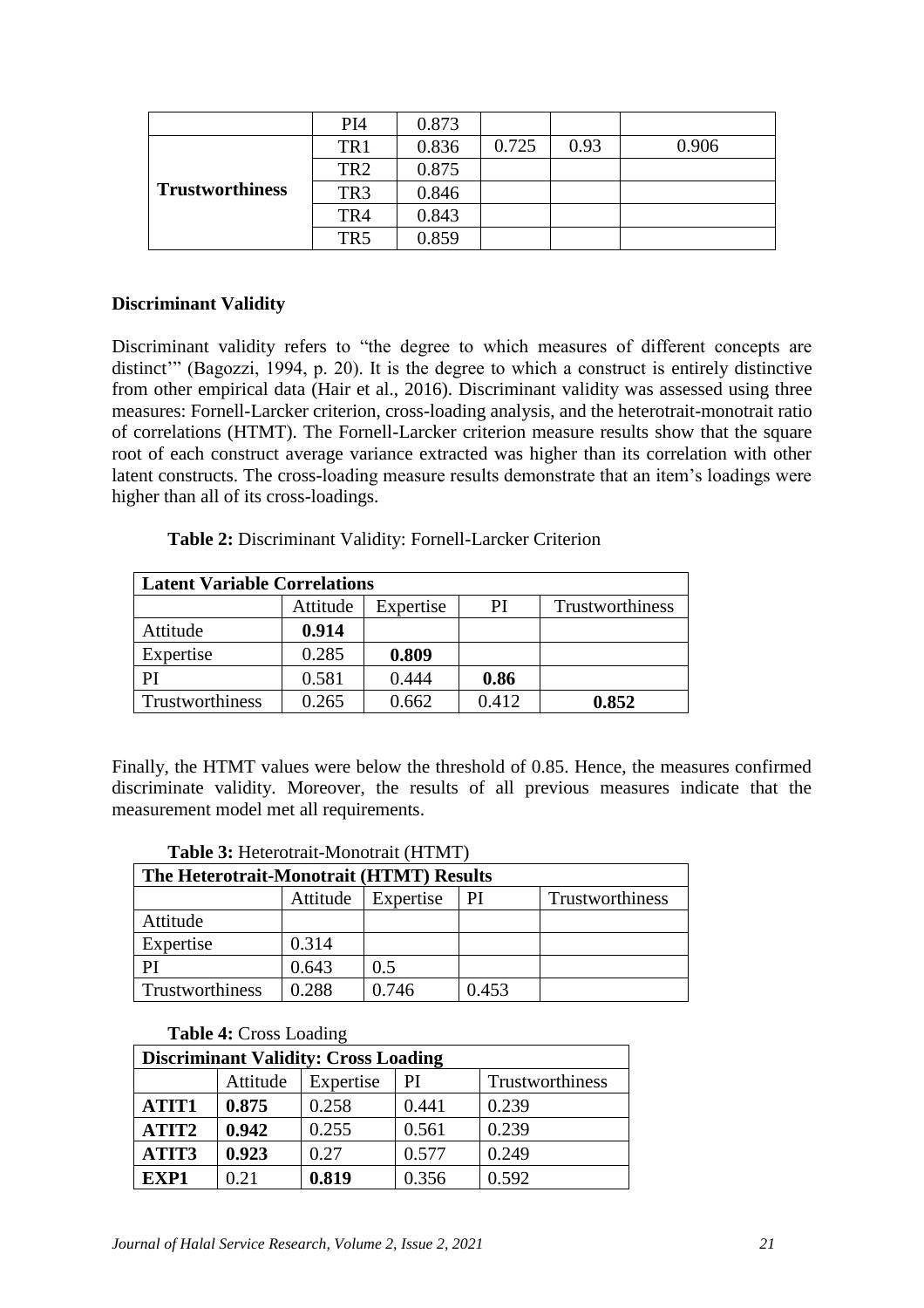| | PI4 | 0.873 | | | |
|---|---|---|---|---|---|
| **Trustworthiness** | TR1 | 0.836 | 0.725 | 0.93 | 0.906 |
| | TR2 | 0.875 | | | |
| | TR3 | 0.846 | | | |
| | TR4 | 0.843 | | | |
| | TR5 | 0.859 | | | |

### Discriminant Validity

Discriminant validity refers to "the degree to which measures of different concepts are distinct'" (Bagozzi, 1994, p. 20). It is the degree to which a construct is entirely distinctive from other empirical data (Hair et al., 2016). Discriminant validity was assessed using three measures: Fornell-Larcker criterion, cross-loading analysis, and the heterotrait-monotrait ratio of correlations (HTMT). The Fornell-Larcker criterion measure results show that the square root of each construct average variance extracted was higher than its correlation with other latent constructs. The cross-loading measure results demonstrate that an item's loadings were higher than all of its cross-loadings.

**Table 2:** Discriminant Validity: Fornell-Larcker Criterion

| **Latent Variable Correlations** | | | | |
|---|---|---|---|---|
| | Attitude | Expertise | PI | Trustworthiness |
| Attitude | **0.914** | | | |
| Expertise | 0.285 | **0.809** | | |
| PI | 0.581 | 0.444 | **0.86** | |
| Trustworthiness | 0.265 | 0.662 | 0.412 | **0.852** |

Finally, the HTMT values were below the threshold of 0.85. Hence, the measures confirmed discriminate validity. Moreover, the results of all previous measures indicate that the measurement model met all requirements.

**Table 3:** Heterotrait-Monotrait (HTMT)

| **The Heterotrait-Monotrait (HTMT) Results** | | | | |
|---|---|---|---|---|
| | Attitude | Expertise | PI | Trustworthiness |
| Attitude | | | | |
| Expertise | 0.314 | | | |
| PI | 0.643 | 0.5 | | |
| Trustworthiness | 0.288 | 0.746 | 0.453 | |

**Table 4:** Cross Loading

| **Discriminant Validity: Cross Loading** | | | | |
|---|---|---|---|---|
| | Attitude | Expertise | PI | Trustworthiness |
| **ATIT1** | **0.875** | 0.258 | 0.441 | 0.239 |
| **ATIT2** | **0.942** | 0.255 | 0.561 | 0.239 |
| **ATIT3** | **0.923** | 0.27 | 0.577 | 0.249 |
| **EXP1** | 0.21 | **0.819** | 0.356 | 0.592 |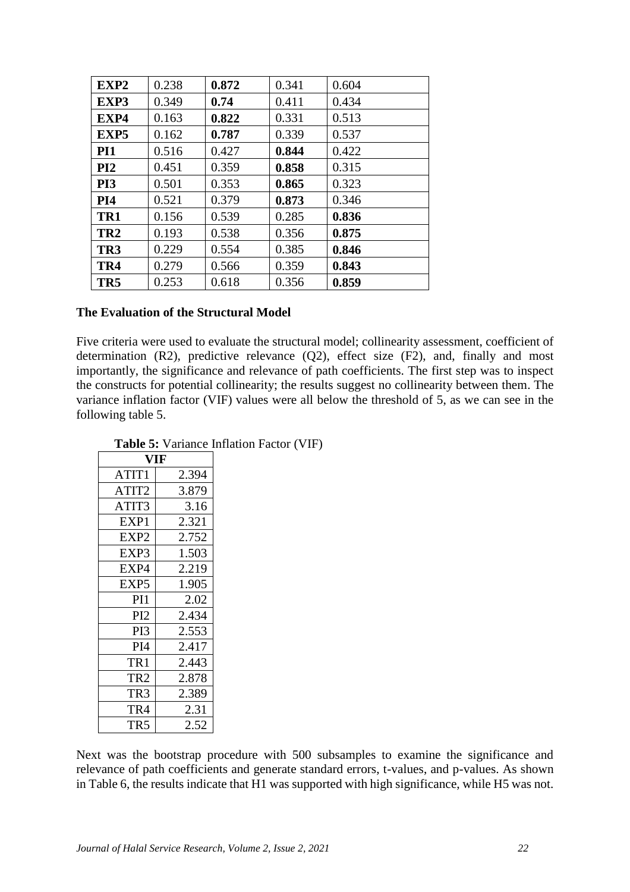| EXP2 | 0.238 | **0.872** | 0.341 | 0.604 |
|---|---|---|---|---|
| **EXP3** | 0.349 | **0.74** | 0.411 | 0.434 |
| **EXP4** | 0.163 | **0.822** | 0.331 | 0.513 |
| **EXP5** | 0.162 | **0.787** | 0.339 | 0.537 |
| **PI1** | 0.516 | 0.427 | **0.844** | 0.422 |
| **PI2** | 0.451 | 0.359 | **0.858** | 0.315 |
| **PI3** | 0.501 | 0.353 | **0.865** | 0.323 |
| **PI4** | 0.521 | 0.379 | **0.873** | 0.346 |
| **TR1** | 0.156 | 0.539 | 0.285 | **0.836** |
| **TR2** | 0.193 | 0.538 | 0.356 | **0.875** |
| **TR3** | 0.229 | 0.554 | 0.385 | **0.846** |
| **TR4** | 0.279 | 0.566 | 0.359 | **0.843** |
| **TR5** | 0.253 | 0.618 | 0.356 | **0.859** |

### The Evaluation of the Structural Model

Five criteria were used to evaluate the structural model; collinearity assessment, coefficient of determination (R2), predictive relevance (Q2), effect size (F2), and, finally and most importantly, the significance and relevance of path coefficients. The first step was to inspect the constructs for potential collinearity; the results suggest no collinearity between them. The variance inflation factor (VIF) values were all below the threshold of 5, as we can see in the following table 5.

**Table 5:** Variance Inflation Factor (VIF)

| VIF | |
|---|---|
| ATIT1 | 2.394 |
| ATIT2 | 3.879 |
| ATIT3 | 3.16 |
| EXP1 | 2.321 |
| EXP2 | 2.752 |
| EXP3 | 1.503 |
| EXP4 | 2.219 |
| EXP5 | 1.905 |
| PI1 | 2.02 |
| PI2 | 2.434 |
| PI3 | 2.553 |
| PI4 | 2.417 |
| TR1 | 2.443 |
| TR2 | 2.878 |
| TR3 | 2.389 |
| TR4 | 2.31 |
| TR5 | 2.52 |

Next was the bootstrap procedure with 500 subsamples to examine the significance and relevance of path coefficients and generate standard errors, t-values, and p-values. As shown in Table 6, the results indicate that H1 was supported with high significance, while H5 was not.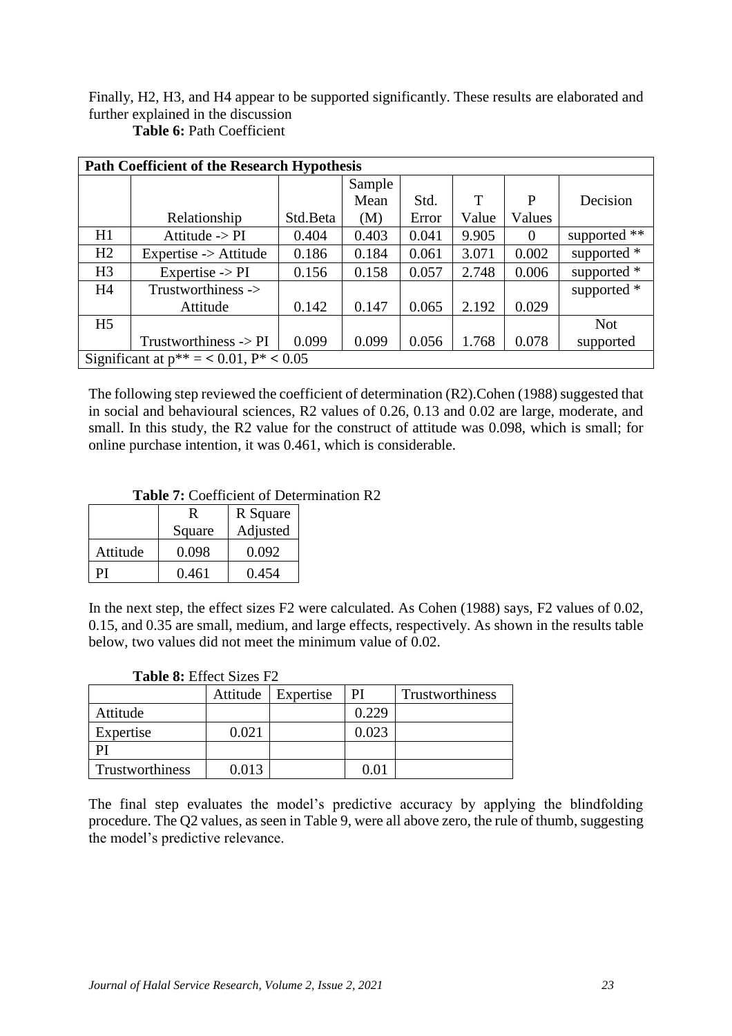Finally, H2, H3, and H4 appear to be supported significantly. These results are elaborated and further explained in the discussion

**Table 6:** Path Coefficient

| **Path Coefficient of the Research Hypothesis** | | | | | | | |
|---|---|---|---|---|---|---|---|
| | Relationship | Std.Beta | Sample Mean (M) | Std. Error | T Value | P Values | Decision |
| H1 | Attitude -> PI | 0.404 | 0.403 | 0.041 | 9.905 | 0 | supported ** |
| H2 | Expertise -> Attitude | 0.186 | 0.184 | 0.061 | 3.071 | 0.002 | supported * |
| H3 | Expertise -> PI | 0.156 | 0.158 | 0.057 | 2.748 | 0.006 | supported * |
| H4 | Trustworthiness -> Attitude | 0.142 | 0.147 | 0.065 | 2.192 | 0.029 | supported * |
| H5 | Trustworthiness -> PI | 0.099 | 0.099 | 0.056 | 1.768 | 0.078 | Not supported |
| Significant at p** = < 0.01, P* < 0.05 | | | | | | | |

The following step reviewed the coefficient of determination (R2).Cohen (1988) suggested that in social and behavioural sciences, R2 values of 0.26, 0.13 and 0.02 are large, moderate, and small. In this study, the R2 value for the construct of attitude was 0.098, which is small; for online purchase intention, it was 0.461, which is considerable.

**Table 7:** Coefficient of Determination R2

| | R Square | R Square Adjusted |
|---|---|---|
| Attitude | 0.098 | 0.092 |
| PI | 0.461 | 0.454 |

In the next step, the effect sizes F2 were calculated. As Cohen (1988) says, F2 values of 0.02, 0.15, and 0.35 are small, medium, and large effects, respectively. As shown in the results table below, two values did not meet the minimum value of 0.02.

**Table 8:** Effect Sizes F2

| | Attitude | Expertise | PI | Trustworthiness |
|---|---|---|---|---|
| Attitude | | | 0.229 | |
| Expertise | 0.021 | | 0.023 | |
| PI | | | | |
| Trustworthiness | 0.013 | | 0.01 | |

The final step evaluates the model's predictive accuracy by applying the blindfolding procedure. The Q2 values, as seen in Table 9, were all above zero, the rule of thumb, suggesting the model's predictive relevance.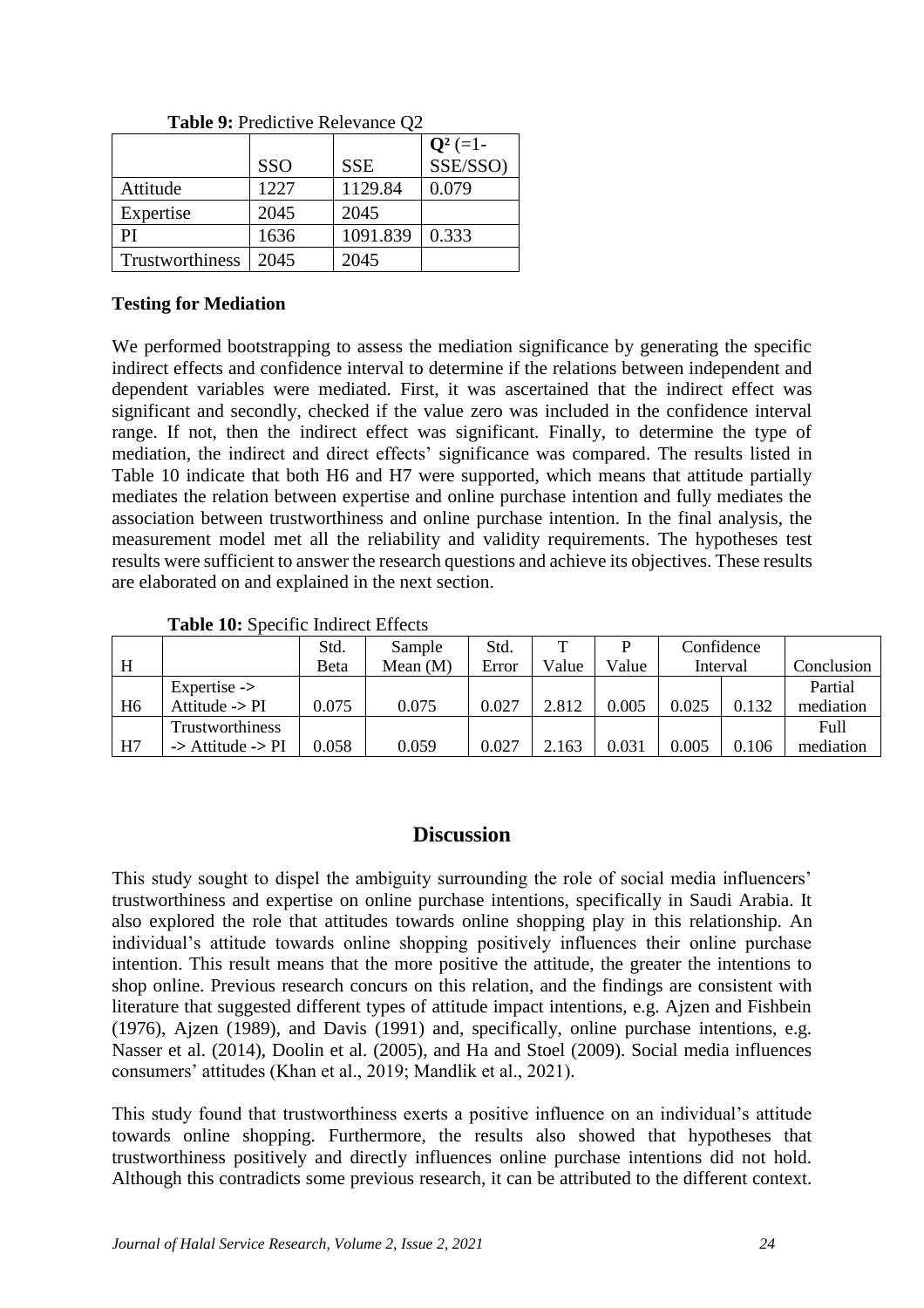**Table 9:** Predictive Relevance Q2

| | SSO | SSE | $Q^2$ (=1-SSE/SSO) |
|---|---|---|---|
| Attitude | 1227 | 1129.84 | 0.079 |
| Expertise | 2045 | 2045 | |
| PI | 1636 | 1091.839 | 0.333 |
| Trustworthiness | 2045 | 2045 | |

**Testing for Mediation**

We performed bootstrapping to assess the mediation significance by generating the specific indirect effects and confidence interval to determine if the relations between independent and dependent variables were mediated. First, it was ascertained that the indirect effect was significant and secondly, checked if the value zero was included in the confidence interval range. If not, then the indirect effect was significant. Finally, to determine the type of mediation, the indirect and direct effects' significance was compared. The results listed in Table 10 indicate that both H6 and H7 were supported, which means that attitude partially mediates the relation between expertise and online purchase intention and fully mediates the association between trustworthiness and online purchase intention. In the final analysis, the measurement model met all the reliability and validity requirements. The hypotheses test results were sufficient to answer the research questions and achieve its objectives. These results are elaborated on and explained in the next section.

**Table 10:** Specific Indirect Effects

| H | | Std. Beta | Sample Mean (M) | Std. Error | T Value | P Value | Confidence Interval | | Conclusion |
|---|---|---|---|---|---|---|---|---|---|
| H6 | Expertise -> Attitude -> PI | 0.075 | 0.075 | 0.027 | 2.812 | 0.005 | 0.025 | 0.132 | Partial mediation |
| H7 | Trustworthiness -> Attitude -> PI | 0.058 | 0.059 | 0.027 | 2.163 | 0.031 | 0.005 | 0.106 | Full mediation |

## Discussion

This study sought to dispel the ambiguity surrounding the role of social media influencers' trustworthiness and expertise on online purchase intentions, specifically in Saudi Arabia. It also explored the role that attitudes towards online shopping play in this relationship. An individual's attitude towards online shopping positively influences their online purchase intention. This result means that the more positive the attitude, the greater the intentions to shop online. Previous research concurs on this relation, and the findings are consistent with literature that suggested different types of attitude impact intentions, e.g. Ajzen and Fishbein (1976), Ajzen (1989), and Davis (1991) and, specifically, online purchase intentions, e.g. Nasser et al. (2014), Doolin et al. (2005), and Ha and Stoel (2009). Social media influences consumers' attitudes (Khan et al., 2019; Mandlik et al., 2021).

This study found that trustworthiness exerts a positive influence on an individual's attitude towards online shopping. Furthermore, the results also showed that hypotheses that trustworthiness positively and directly influences online purchase intentions did not hold. Although this contradicts some previous research, it can be attributed to the different context.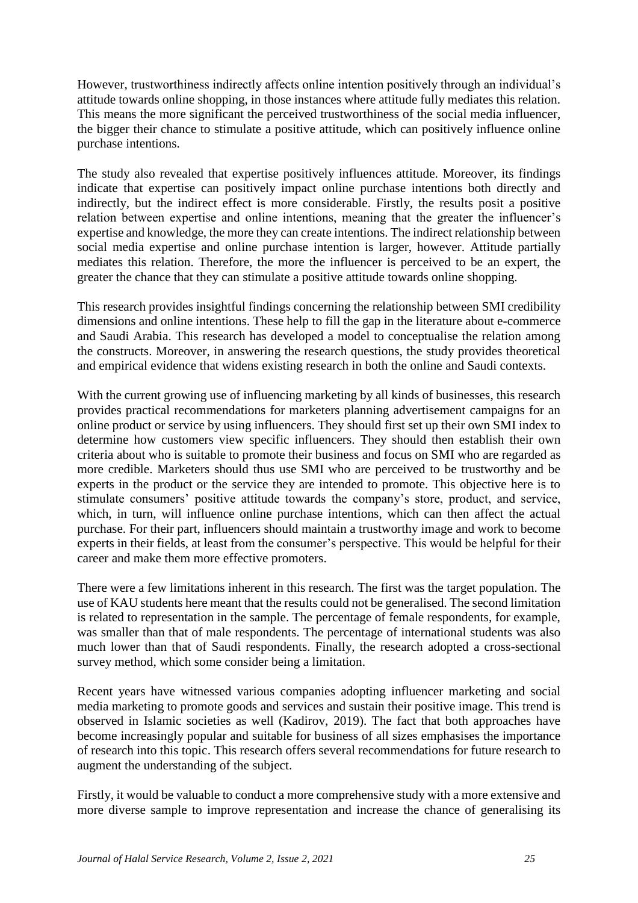However, trustworthiness indirectly affects online intention positively through an individual's attitude towards online shopping, in those instances where attitude fully mediates this relation. This means the more significant the perceived trustworthiness of the social media influencer, the bigger their chance to stimulate a positive attitude, which can positively influence online purchase intentions.

The study also revealed that expertise positively influences attitude. Moreover, its findings indicate that expertise can positively impact online purchase intentions both directly and indirectly, but the indirect effect is more considerable. Firstly, the results posit a positive relation between expertise and online intentions, meaning that the greater the influencer's expertise and knowledge, the more they can create intentions. The indirect relationship between social media expertise and online purchase intention is larger, however. Attitude partially mediates this relation. Therefore, the more the influencer is perceived to be an expert, the greater the chance that they can stimulate a positive attitude towards online shopping.

This research provides insightful findings concerning the relationship between SMI credibility dimensions and online intentions. These help to fill the gap in the literature about e-commerce and Saudi Arabia. This research has developed a model to conceptualise the relation among the constructs. Moreover, in answering the research questions, the study provides theoretical and empirical evidence that widens existing research in both the online and Saudi contexts.

With the current growing use of influencing marketing by all kinds of businesses, this research provides practical recommendations for marketers planning advertisement campaigns for an online product or service by using influencers. They should first set up their own SMI index to determine how customers view specific influencers. They should then establish their own criteria about who is suitable to promote their business and focus on SMI who are regarded as more credible. Marketers should thus use SMI who are perceived to be trustworthy and be experts in the product or the service they are intended to promote. This objective here is to stimulate consumers' positive attitude towards the company's store, product, and service, which, in turn, will influence online purchase intentions, which can then affect the actual purchase. For their part, influencers should maintain a trustworthy image and work to become experts in their fields, at least from the consumer's perspective. This would be helpful for their career and make them more effective promoters.

There were a few limitations inherent in this research. The first was the target population. The use of KAU students here meant that the results could not be generalised. The second limitation is related to representation in the sample. The percentage of female respondents, for example, was smaller than that of male respondents. The percentage of international students was also much lower than that of Saudi respondents. Finally, the research adopted a cross-sectional survey method, which some consider being a limitation.

Recent years have witnessed various companies adopting influencer marketing and social media marketing to promote goods and services and sustain their positive image. This trend is observed in Islamic societies as well (Kadirov, 2019). The fact that both approaches have become increasingly popular and suitable for business of all sizes emphasises the importance of research into this topic. This research offers several recommendations for future research to augment the understanding of the subject.

Firstly, it would be valuable to conduct a more comprehensive study with a more extensive and more diverse sample to improve representation and increase the chance of generalising its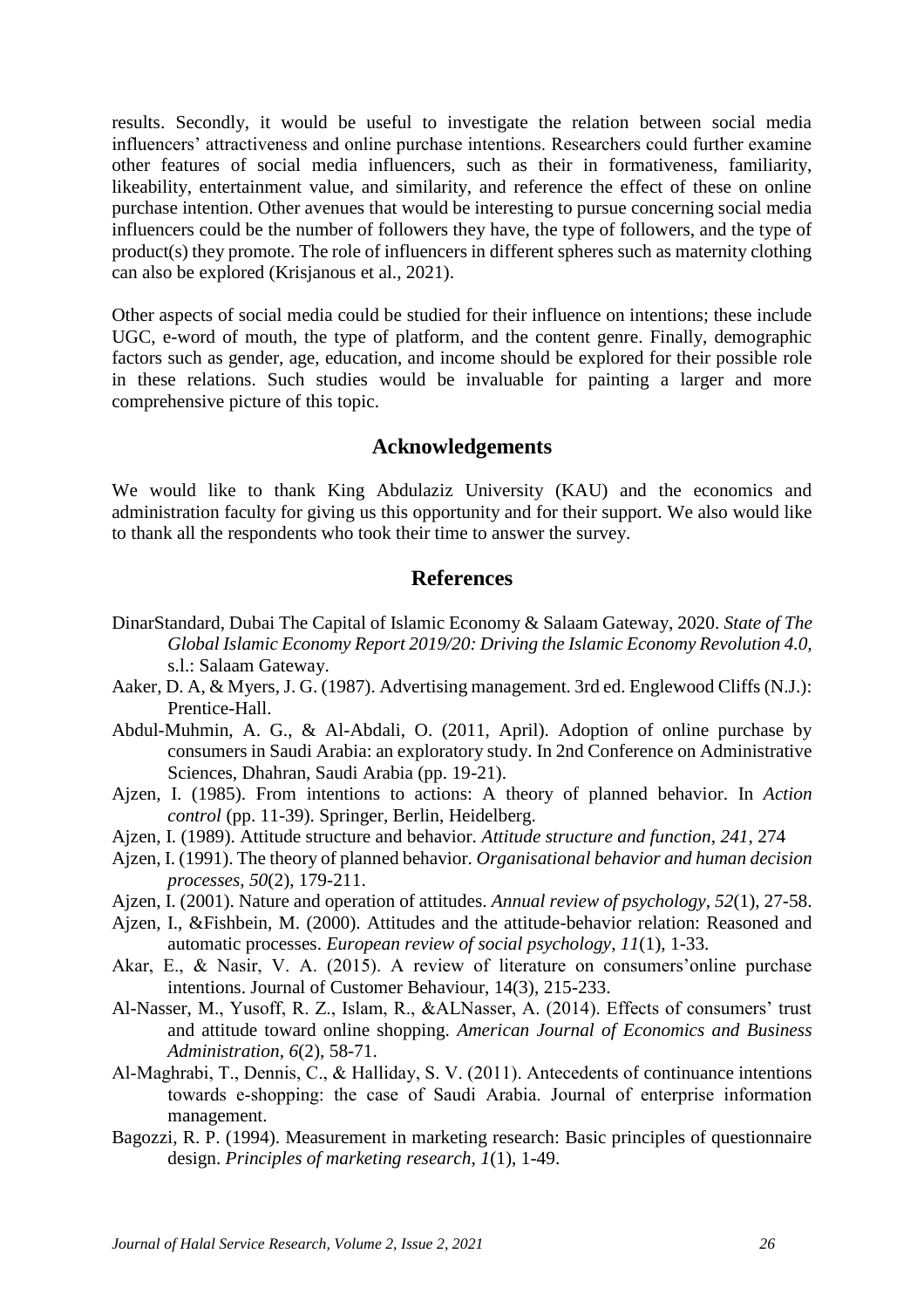results. Secondly, it would be useful to investigate the relation between social media influencers' attractiveness and online purchase intentions. Researchers could further examine other features of social media influencers, such as their in formativeness, familiarity, likeability, entertainment value, and similarity, and reference the effect of these on online purchase intention. Other avenues that would be interesting to pursue concerning social media influencers could be the number of followers they have, the type of followers, and the type of product(s) they promote. The role of influencers in different spheres such as maternity clothing can also be explored (Krisjanous et al., 2021).

Other aspects of social media could be studied for their influence on intentions; these include UGC, e-word of mouth, the type of platform, and the content genre. Finally, demographic factors such as gender, age, education, and income should be explored for their possible role in these relations. Such studies would be invaluable for painting a larger and more comprehensive picture of this topic.

## Acknowledgements

We would like to thank King Abdulaziz University (KAU) and the economics and administration faculty for giving us this opportunity and for their support. We also would like to thank all the respondents who took their time to answer the survey.

## References

DinarStandard, Dubai The Capital of Islamic Economy & Salaam Gateway, 2020. *State of The Global Islamic Economy Report 2019/20: Driving the Islamic Economy Revolution 4.0,* s.l.: Salaam Gateway.

Aaker, D. A, & Myers, J. G. (1987). Advertising management. 3rd ed. Englewood Cliffs (N.J.): Prentice-Hall.

Abdul-Muhmin, A. G., & Al-Abdali, O. (2011, April). Adoption of online purchase by consumers in Saudi Arabia: an exploratory study. In 2nd Conference on Administrative Sciences, Dhahran, Saudi Arabia (pp. 19-21).

Ajzen, I. (1985). From intentions to actions: A theory of planned behavior. In *Action control* (pp. 11-39). Springer, Berlin, Heidelberg.

Ajzen, I. (1989). Attitude structure and behavior. *Attitude structure and function*, *241*, 274

Ajzen, I. (1991). The theory of planned behavior. *Organisational behavior and human decision processes*, *50*(2), 179-211.

Ajzen, I. (2001). Nature and operation of attitudes. *Annual review of psychology*, *52*(1), 27-58.

Ajzen, I., &Fishbein, M. (2000). Attitudes and the attitude-behavior relation: Reasoned and automatic processes. *European review of social psychology*, *11*(1), 1-33.

Akar, E., & Nasir, V. A. (2015). A review of literature on consumers'online purchase intentions. Journal of Customer Behaviour, 14(3), 215-233.

Al-Nasser, M., Yusoff, R. Z., Islam, R., &ALNasser, A. (2014). Effects of consumers' trust and attitude toward online shopping. *American Journal of Economics and Business Administration*, *6*(2), 58-71.

Al-Maghrabi, T., Dennis, C., & Halliday, S. V. (2011). Antecedents of continuance intentions towards e-shopping: the case of Saudi Arabia. Journal of enterprise information management.

Bagozzi, R. P. (1994). Measurement in marketing research: Basic principles of questionnaire design. *Principles of marketing research*, *1*(1), 1-49.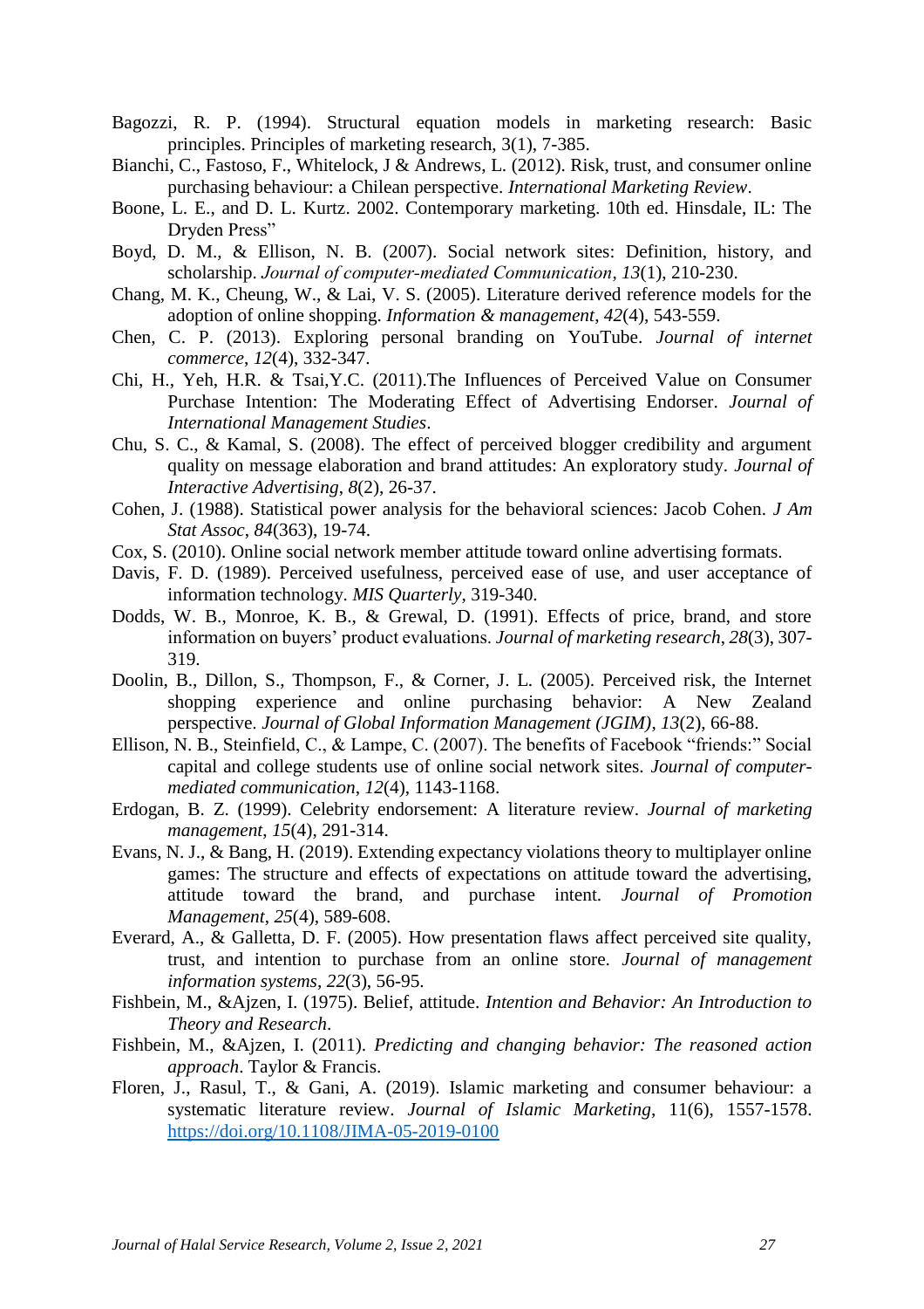Bagozzi, R. P. (1994). Structural equation models in marketing research: Basic principles. Principles of marketing research, 3(1), 7-385.

Bianchi, C., Fastoso, F., Whitelock, J & Andrews, L. (2012). Risk, trust, and consumer online purchasing behaviour: a Chilean perspective. *International Marketing Review*.

Boone, L. E., and D. L. Kurtz. 2002. Contemporary marketing. 10th ed. Hinsdale, IL: The Dryden Press"

Boyd, D. M., & Ellison, N. B. (2007). Social network sites: Definition, history, and scholarship. *Journal of computer-mediated Communication*, *13*(1), 210-230.

Chang, M. K., Cheung, W., & Lai, V. S. (2005). Literature derived reference models for the adoption of online shopping. *Information & management*, *42*(4), 543-559.

Chen, C. P. (2013). Exploring personal branding on YouTube. *Journal of internet commerce*, *12*(4), 332-347.

Chi, H., Yeh, H.R. & Tsai,Y.C. (2011).The Influences of Perceived Value on Consumer Purchase Intention: The Moderating Effect of Advertising Endorser. *Journal of International Management Studies*.

Chu, S. C., & Kamal, S. (2008). The effect of perceived blogger credibility and argument quality on message elaboration and brand attitudes: An exploratory study. *Journal of Interactive Advertising*, *8*(2), 26-37.

Cohen, J. (1988). Statistical power analysis for the behavioral sciences: Jacob Cohen. *J Am Stat Assoc*, *84*(363), 19-74.

Cox, S. (2010). Online social network member attitude toward online advertising formats.

Davis, F. D. (1989). Perceived usefulness, perceived ease of use, and user acceptance of information technology. *MIS Quarterly*, 319-340.

Dodds, W. B., Monroe, K. B., & Grewal, D. (1991). Effects of price, brand, and store information on buyers' product evaluations. *Journal of marketing research*, *28*(3), 307-319.

Doolin, B., Dillon, S., Thompson, F., & Corner, J. L. (2005). Perceived risk, the Internet shopping experience and online purchasing behavior: A New Zealand perspective. *Journal of Global Information Management (JGIM)*, *13*(2), 66-88.

Ellison, N. B., Steinfield, C., & Lampe, C. (2007). The benefits of Facebook "friends:" Social capital and college students use of online social network sites. *Journal of computer-mediated communication*, *12*(4), 1143-1168.

Erdogan, B. Z. (1999). Celebrity endorsement: A literature review. *Journal of marketing management*, *15*(4), 291-314.

Evans, N. J., & Bang, H. (2019). Extending expectancy violations theory to multiplayer online games: The structure and effects of expectations on attitude toward the advertising, attitude toward the brand, and purchase intent. *Journal of Promotion Management*, *25*(4), 589-608.

Everard, A., & Galletta, D. F. (2005). How presentation flaws affect perceived site quality, trust, and intention to purchase from an online store. *Journal of management information systems*, *22*(3), 56-95.

Fishbein, M., &Ajzen, I. (1975). Belief, attitude. *Intention and Behavior: An Introduction to Theory and Research*.

Fishbein, M., &Ajzen, I. (2011). *Predicting and changing behavior: The reasoned action approach*. Taylor & Francis.

Floren, J., Rasul, T., & Gani, A. (2019). Islamic marketing and consumer behaviour: a systematic literature review. *Journal of Islamic Marketing*, 11(6), 1557-1578. https://doi.org/10.1108/JIMA-05-2019-0100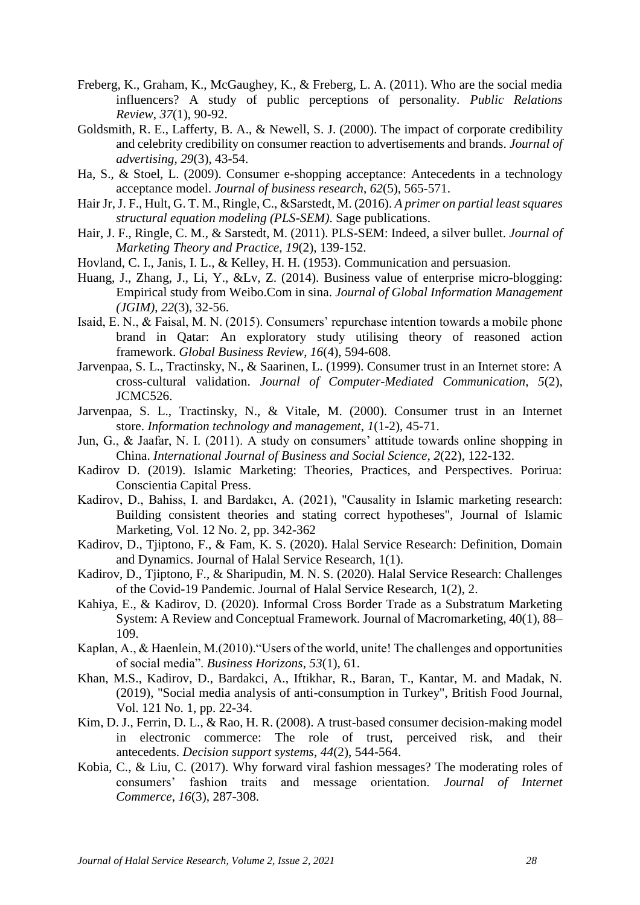Freberg, K., Graham, K., McGaughey, K., & Freberg, L. A. (2011). Who are the social media influencers? A study of public perceptions of personality. *Public Relations Review*, *37*(1), 90-92.

Goldsmith, R. E., Lafferty, B. A., & Newell, S. J. (2000). The impact of corporate credibility and celebrity credibility on consumer reaction to advertisements and brands. *Journal of advertising*, *29*(3), 43-54.

Ha, S., & Stoel, L. (2009). Consumer e-shopping acceptance: Antecedents in a technology acceptance model. *Journal of business research*, *62*(5), 565-571.

Hair Jr, J. F., Hult, G. T. M., Ringle, C., &Sarstedt, M. (2016). *A primer on partial least squares structural equation modeling (PLS-SEM)*. Sage publications.

Hair, J. F., Ringle, C. M., & Sarstedt, M. (2011). PLS-SEM: Indeed, a silver bullet. *Journal of Marketing Theory and Practice*, *19*(2), 139-152.

Hovland, C. I., Janis, I. L., & Kelley, H. H. (1953). Communication and persuasion.

Huang, J., Zhang, J., Li, Y., &Lv, Z. (2014). Business value of enterprise micro-blogging: Empirical study from Weibo.Com in sina. *Journal of Global Information Management (JGIM)*, *22*(3), 32-56.

Isaid, E. N., & Faisal, M. N. (2015). Consumers' repurchase intention towards a mobile phone brand in Qatar: An exploratory study utilising theory of reasoned action framework. *Global Business Review*, *16*(4), 594-608.

Jarvenpaa, S. L., Tractinsky, N., & Saarinen, L. (1999). Consumer trust in an Internet store: A cross-cultural validation. *Journal of Computer-Mediated Communication*, *5*(2), JCMC526.

Jarvenpaa, S. L., Tractinsky, N., & Vitale, M. (2000). Consumer trust in an Internet store. *Information technology and management*, *1*(1-2), 45-71.

Jun, G., & Jaafar, N. I. (2011). A study on consumers' attitude towards online shopping in China. *International Journal of Business and Social Science*, *2*(22), 122-132.

Kadirov D. (2019). Islamic Marketing: Theories, Practices, and Perspectives. Porirua: Conscientia Capital Press.

Kadirov, D., Bahiss, I. and Bardakcı, A. (2021), "Causality in Islamic marketing research: Building consistent theories and stating correct hypotheses", Journal of Islamic Marketing, Vol. 12 No. 2, pp. 342-362

Kadirov, D., Tjiptono, F., & Fam, K. S. (2020). Halal Service Research: Definition, Domain and Dynamics. Journal of Halal Service Research, 1(1).

Kadirov, D., Tjiptono, F., & Sharipudin, M. N. S. (2020). Halal Service Research: Challenges of the Covid-19 Pandemic. Journal of Halal Service Research, 1(2), 2.

Kahiya, E., & Kadirov, D. (2020). Informal Cross Border Trade as a Substratum Marketing System: A Review and Conceptual Framework. Journal of Macromarketing, 40(1), 88–109.

Kaplan, A., & Haenlein, M.(2010)."Users of the world, unite! The challenges and opportunities of social media". *Business Horizons*, *53*(1), 61.

Khan, M.S., Kadirov, D., Bardakci, A., Iftikhar, R., Baran, T., Kantar, M. and Madak, N. (2019), "Social media analysis of anti-consumption in Turkey", British Food Journal, Vol. 121 No. 1, pp. 22-34.

Kim, D. J., Ferrin, D. L., & Rao, H. R. (2008). A trust-based consumer decision-making model in electronic commerce: The role of trust, perceived risk, and their antecedents. *Decision support systems*, *44*(2), 544-564.

Kobia, C., & Liu, C. (2017). Why forward viral fashion messages? The moderating roles of consumers' fashion traits and message orientation. *Journal of Internet Commerce*, *16*(3), 287-308.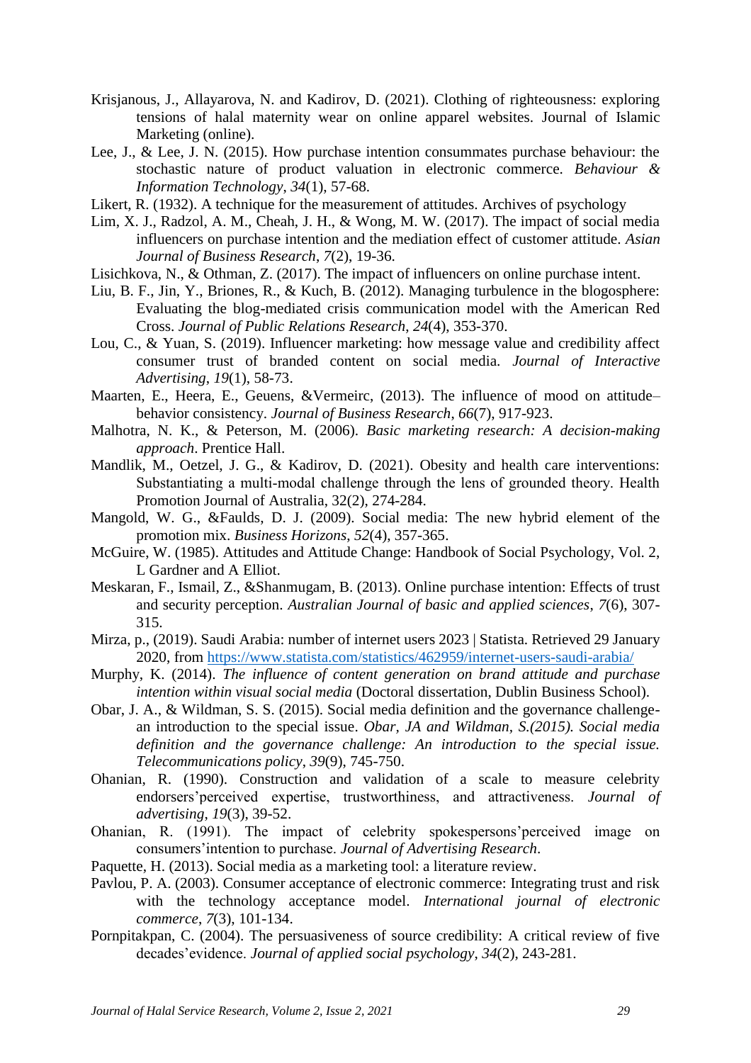Krisjanous, J., Allayarova, N. and Kadirov, D. (2021). Clothing of righteousness: exploring tensions of halal maternity wear on online apparel websites. Journal of Islamic Marketing (online).

Lee, J., & Lee, J. N. (2015). How purchase intention consummates purchase behaviour: the stochastic nature of product valuation in electronic commerce. *Behaviour & Information Technology*, *34*(1), 57-68.

Likert, R. (1932). A technique for the measurement of attitudes. Archives of psychology

Lim, X. J., Radzol, A. M., Cheah, J. H., & Wong, M. W. (2017). The impact of social media influencers on purchase intention and the mediation effect of customer attitude. *Asian Journal of Business Research*, *7*(2), 19-36.

Lisichkova, N., & Othman, Z. (2017). The impact of influencers on online purchase intent.

Liu, B. F., Jin, Y., Briones, R., & Kuch, B. (2012). Managing turbulence in the blogosphere: Evaluating the blog-mediated crisis communication model with the American Red Cross. *Journal of Public Relations Research*, *24*(4), 353-370.

Lou, C., & Yuan, S. (2019). Influencer marketing: how message value and credibility affect consumer trust of branded content on social media. *Journal of Interactive Advertising*, *19*(1), 58-73.

Maarten, E., Heera, E., Geuens, &Vermeirc, (2013). The influence of mood on attitude–behavior consistency. *Journal of Business Research*, *66*(7), 917-923.

Malhotra, N. K., & Peterson, M. (2006). *Basic marketing research: A decision-making approach*. Prentice Hall.

Mandlik, M., Oetzel, J. G., & Kadirov, D. (2021). Obesity and health care interventions: Substantiating a multi-modal challenge through the lens of grounded theory. Health Promotion Journal of Australia, 32(2), 274-284.

Mangold, W. G., &Faulds, D. J. (2009). Social media: The new hybrid element of the promotion mix. *Business Horizons*, *52*(4), 357-365.

McGuire, W. (1985). Attitudes and Attitude Change: Handbook of Social Psychology, Vol. 2, L Gardner and A Elliot.

Meskaran, F., Ismail, Z., &Shanmugam, B. (2013). Online purchase intention: Effects of trust and security perception. *Australian Journal of basic and applied sciences*, *7*(6), 307-315.

Mirza, p., (2019). Saudi Arabia: number of internet users 2023 | Statista. Retrieved 29 January 2020, from https://www.statista.com/statistics/462959/internet-users-saudi-arabia/

Murphy, K. (2014). *The influence of content generation on brand attitude and purchase intention within visual social media* (Doctoral dissertation, Dublin Business School).

Obar, J. A., & Wildman, S. S. (2015). Social media definition and the governance challenge-an introduction to the special issue. *Obar, JA and Wildman, S.(2015). Social media definition and the governance challenge: An introduction to the special issue. Telecommunications policy*, *39*(9), 745-750.

Ohanian, R. (1990). Construction and validation of a scale to measure celebrity endorsers'perceived expertise, trustworthiness, and attractiveness. *Journal of advertising*, *19*(3), 39-52.

Ohanian, R. (1991). The impact of celebrity spokespersons'perceived image on consumers'intention to purchase. *Journal of Advertising Research*.

Paquette, H. (2013). Social media as a marketing tool: a literature review.

Pavlou, P. A. (2003). Consumer acceptance of electronic commerce: Integrating trust and risk with the technology acceptance model. *International journal of electronic commerce*, *7*(3), 101-134.

Pornpitakpan, C. (2004). The persuasiveness of source credibility: A critical review of five decades'evidence. *Journal of applied social psychology*, *34*(2), 243-281.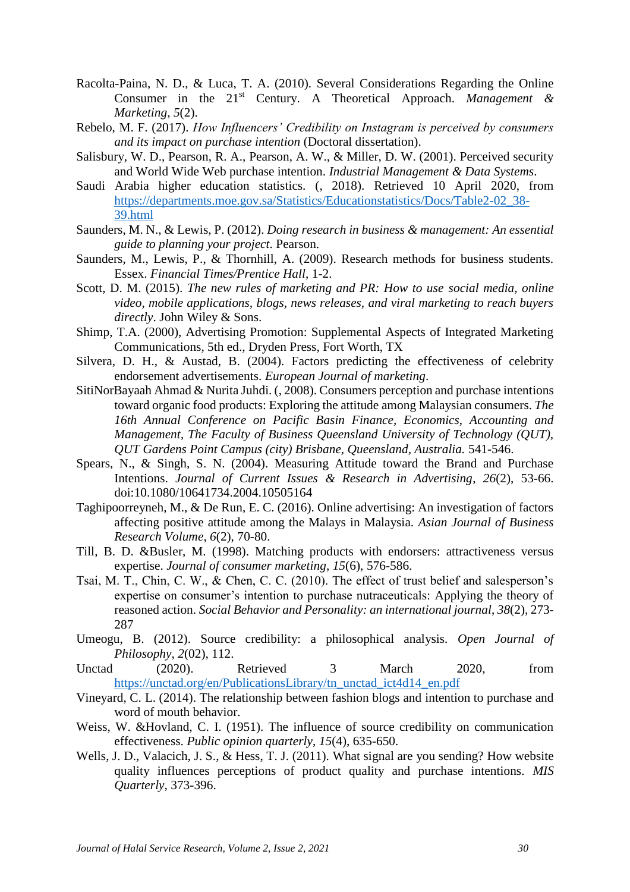Racolta-Paina, N. D., & Luca, T. A. (2010). Several Considerations Regarding the Online Consumer in the 21st Century. A Theoretical Approach. *Management & Marketing*, *5*(2).

Rebelo, M. F. (2017). *How Influencers' Credibility on Instagram is perceived by consumers and its impact on purchase intention* (Doctoral dissertation).

Salisbury, W. D., Pearson, R. A., Pearson, A. W., & Miller, D. W. (2001). Perceived security and World Wide Web purchase intention. *Industrial Management & Data Systems*.

Saudi Arabia higher education statistics. (, 2018). Retrieved 10 April 2020, from https://departments.moe.gov.sa/Statistics/Educationstatistics/Docs/Table2-02_38-39.html

Saunders, M. N., & Lewis, P. (2012). *Doing research in business & management: An essential guide to planning your project*. Pearson.

Saunders, M., Lewis, P., & Thornhill, A. (2009). Research methods for business students. Essex. *Financial Times/Prentice Hall*, 1-2.

Scott, D. M. (2015). *The new rules of marketing and PR: How to use social media, online video, mobile applications, blogs, news releases, and viral marketing to reach buyers directly*. John Wiley & Sons.

Shimp, T.A. (2000), Advertising Promotion: Supplemental Aspects of Integrated Marketing Communications, 5th ed., Dryden Press, Fort Worth, TX

Silvera, D. H., & Austad, B. (2004). Factors predicting the effectiveness of celebrity endorsement advertisements. *European Journal of marketing*.

SitiNorBayaah Ahmad & Nurita Juhdi. (, 2008). Consumers perception and purchase intentions toward organic food products: Exploring the attitude among Malaysian consumers. *The 16th Annual Conference on Pacific Basin Finance, Economics, Accounting and Management, The Faculty of Business Queensland University of Technology (QUT), QUT Gardens Point Campus (city) Brisbane, Queensland, Australia.* 541-546.

Spears, N., & Singh, S. N. (2004). Measuring Attitude toward the Brand and Purchase Intentions. *Journal of Current Issues & Research in Advertising*, *26*(2), 53-66. doi:10.1080/10641734.2004.10505164

Taghipoorreyneh, M., & De Run, E. C. (2016). Online advertising: An investigation of factors affecting positive attitude among the Malays in Malaysia. *Asian Journal of Business Research Volume*, *6*(2), 70-80.

Till, B. D. &Busler, M. (1998). Matching products with endorsers: attractiveness versus expertise. *Journal of consumer marketing*, *15*(6), 576-586.

Tsai, M. T., Chin, C. W., & Chen, C. C. (2010). The effect of trust belief and salesperson's expertise on consumer's intention to purchase nutraceuticals: Applying the theory of reasoned action. *Social Behavior and Personality: an international journal*, *38*(2), 273-287

Umeogu, B. (2012). Source credibility: a philosophical analysis. *Open Journal of Philosophy*, *2*(02), 112.

Unctad (2020). Retrieved 3 March 2020, from https://unctad.org/en/PublicationsLibrary/tn_unctad_ict4d14_en.pdf

Vineyard, C. L. (2014). The relationship between fashion blogs and intention to purchase and word of mouth behavior.

Weiss, W. &Hovland, C. I. (1951). The influence of source credibility on communication effectiveness. *Public opinion quarterly*, *15*(4), 635-650.

Wells, J. D., Valacich, J. S., & Hess, T. J. (2011). What signal are you sending? How website quality influences perceptions of product quality and purchase intentions. *MIS Quarterly*, 373-396.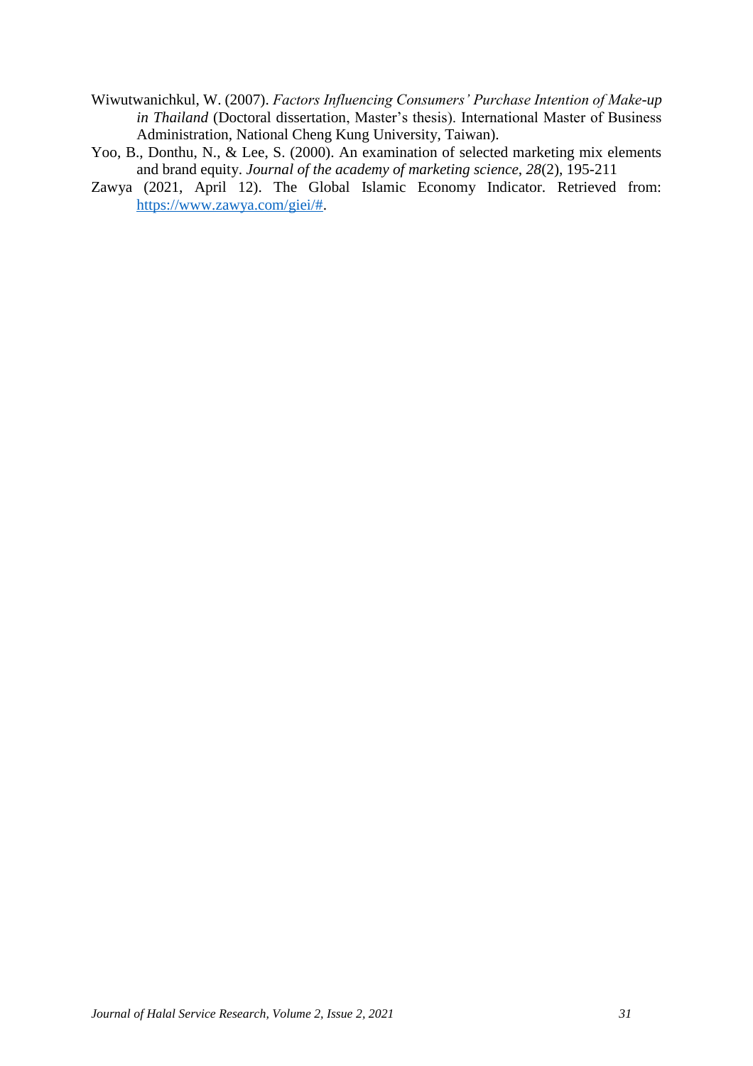Wiwutwanichkul, W. (2007). *Factors Influencing Consumers' Purchase Intention of Make-up in Thailand* (Doctoral dissertation, Master's thesis). International Master of Business Administration, National Cheng Kung University, Taiwan).

Yoo, B., Donthu, N., & Lee, S. (2000). An examination of selected marketing mix elements and brand equity. *Journal of the academy of marketing science*, *28*(2), 195-211

Zawya (2021, April 12). The Global Islamic Economy Indicator. Retrieved from: https://www.zawya.com/giei/#.